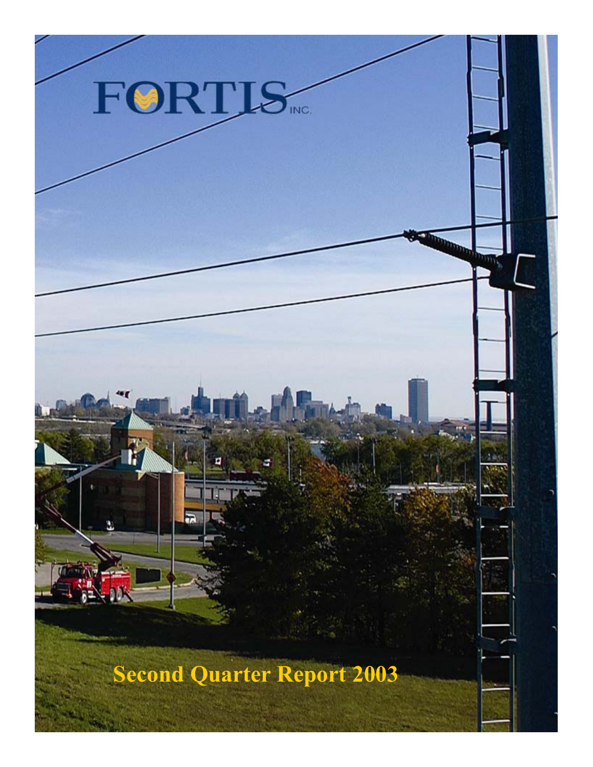# FORTIS INC.

# Second Quarter Report 2003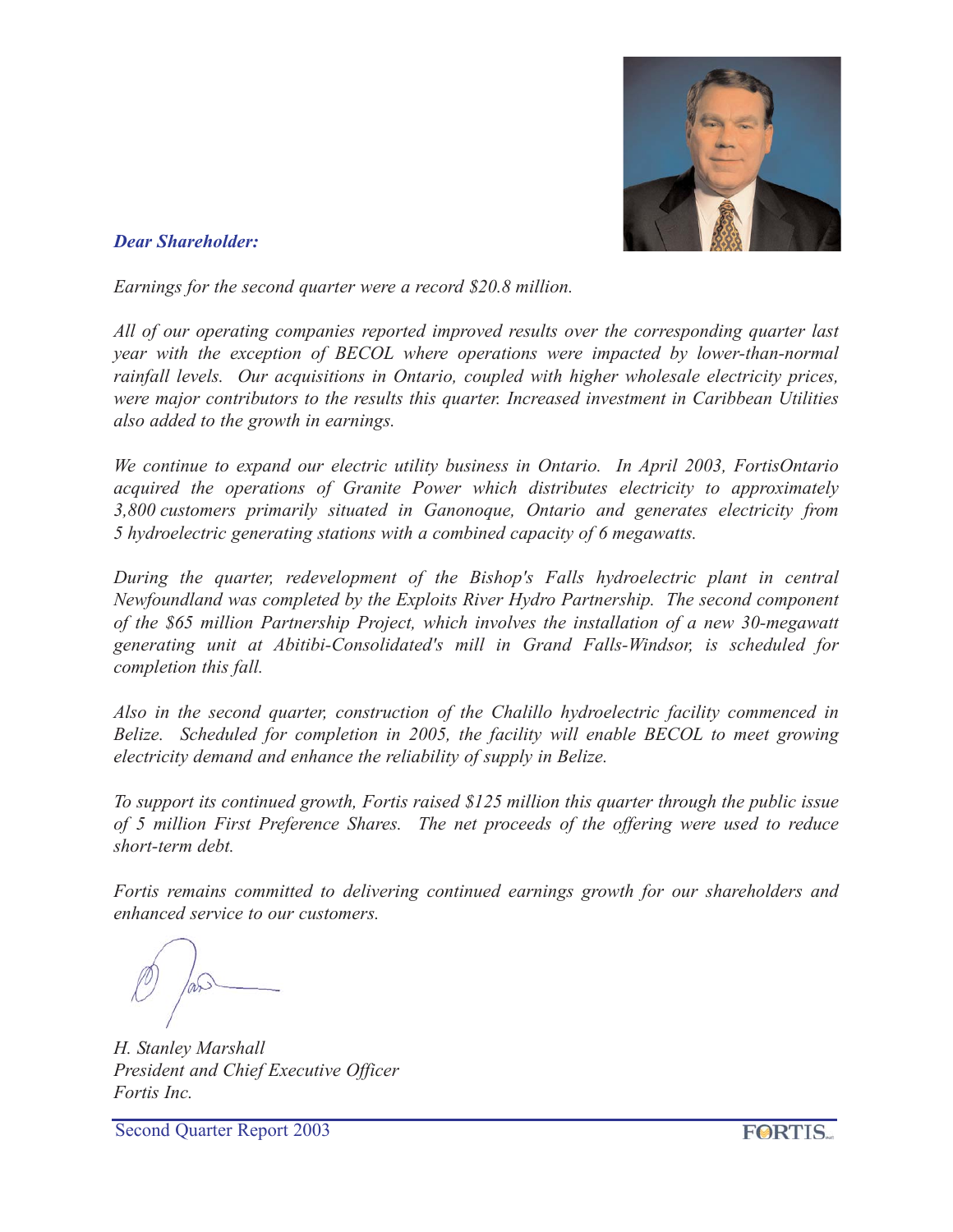***Dear Shareholder:***

*Earnings for the second quarter were a record $20.8 million.*

*All of our operating companies reported improved results over the corresponding quarter last year with the exception of BECOL where operations were impacted by lower-than-normal rainfall levels. Our acquisitions in Ontario, coupled with higher wholesale electricity prices, were major contributors to the results this quarter. Increased investment in Caribbean Utilities also added to the growth in earnings.*

*We continue to expand our electric utility business in Ontario. In April 2003, FortisOntario acquired the operations of Granite Power which distributes electricity to approximately 3,800 customers primarily situated in Ganonoque, Ontario and generates electricity from 5 hydroelectric generating stations with a combined capacity of 6 megawatts.*

*During the quarter, redevelopment of the Bishop's Falls hydroelectric plant in central Newfoundland was completed by the Exploits River Hydro Partnership. The second component of the $65 million Partnership Project, which involves the installation of a new 30-megawatt generating unit at Abitibi-Consolidated's mill in Grand Falls-Windsor, is scheduled for completion this fall.*

*Also in the second quarter, construction of the Chalillo hydroelectric facility commenced in Belize. Scheduled for completion in 2005, the facility will enable BECOL to meet growing electricity demand and enhance the reliability of supply in Belize.*

*To support its continued growth, Fortis raised $125 million this quarter through the public issue of 5 million First Preference Shares. The net proceeds of the offering were used to reduce short-term debt.*

*Fortis remains committed to delivering continued earnings growth for our shareholders and enhanced service to our customers.*

*H. Stanley Marshall*
*President and Chief Executive Officer*
*Fortis Inc.*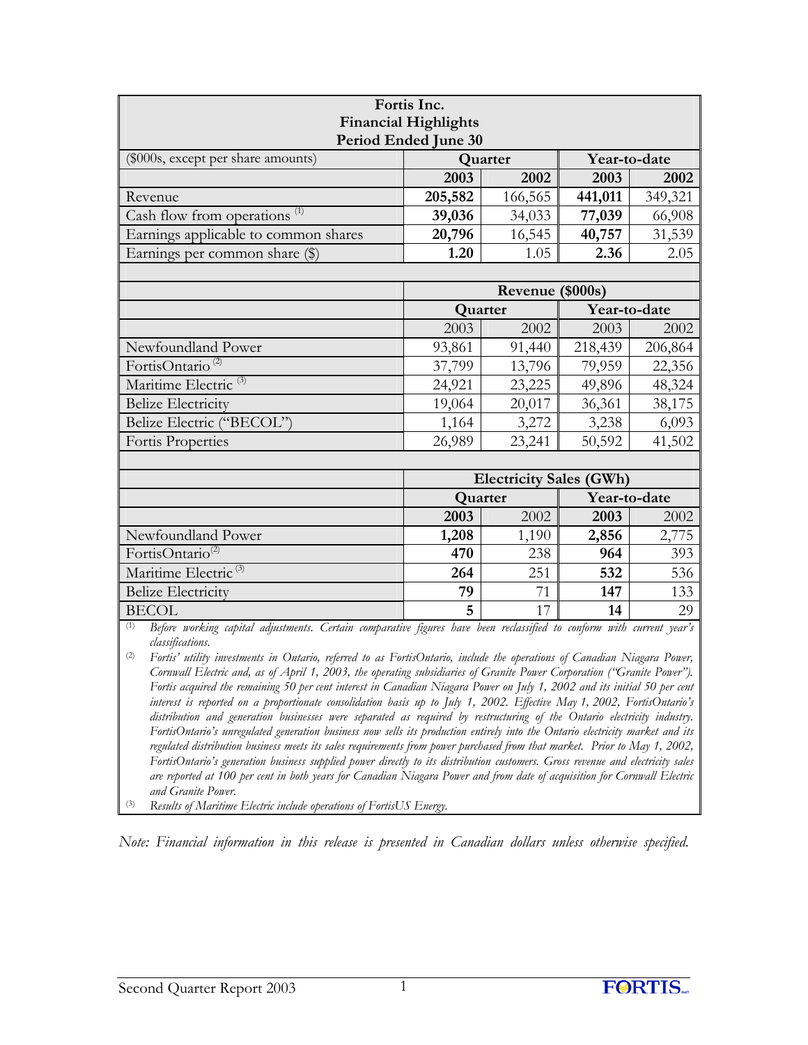| Fortis Inc.<br>Financial Highlights<br>Period Ended June 30 | | | | |
|---|---|---|---|---|
| ($000s, except per share amounts) | Quarter | | Year-to-date | |
| | **2003** | **2002** | **2003** | **2002** |
| Revenue | **205,582** | 166,565 | **441,011** | 349,321 |
| Cash flow from operations [(1)] | **39,036** | 34,033 | **77,039** | 66,908 |
| Earnings applicable to common shares | **20,796** | 16,545 | **40,757** | 31,539 |
| Earnings per common share ($) | **1.20** | 1.05 | **2.36** | 2.05 |
| | | | | |
| | **Revenue ($000s)** | | | |
| | Quarter | | Year-to-date | |
| | 2003 | 2002 | 2003 | 2002 |
| Newfoundland Power | 93,861 | 91,440 | 218,439 | 206,864 |
| FortisOntario [(2)] | 37,799 | 13,796 | 79,959 | 22,356 |
| Maritime Electric [(3)] | 24,921 | 23,225 | 49,896 | 48,324 |
| Belize Electricity | 19,064 | 20,017 | 36,361 | 38,175 |
| Belize Electric ("BECOL") | 1,164 | 3,272 | 3,238 | 6,093 |
| Fortis Properties | 26,989 | 23,241 | 50,592 | 41,502 |
| | | | | |
| | **Electricity Sales (GWh)** | | | |
| | Quarter | | Year-to-date | |
| | **2003** | 2002 | **2003** | 2002 |
| Newfoundland Power | **1,208** | 1,190 | **2,856** | 2,775 |
| FortisOntario [(2)] | **470** | 238 | **964** | 393 |
| Maritime Electric [(3)] | **264** | 251 | **532** | 536 |
| Belize Electricity | **79** | 71 | **147** | 133 |
| BECOL | **5** | 17 | **14** | 29 |

(1) *Before working capital adjustments. Certain comparative figures have been reclassified to conform with current year's classifications.*

(2) *Fortis' utility investments in Ontario, referred to as FortisOntario, include the operations of Canadian Niagara Power, Cornwall Electric and, as of April 1, 2003, the operating subsidiaries of Granite Power Corporation ("Granite Power"). Fortis acquired the remaining 50 per cent interest in Canadian Niagara Power on July 1, 2002 and its initial 50 per cent interest is reported on a proportionate consolidation basis up to July 1, 2002. Effective May 1, 2002, FortisOntario's distribution and generation businesses were separated as required by restructuring of the Ontario electricity industry. FortisOntario's unregulated generation business now sells its production entirely into the Ontario electricity market and its regulated distribution business meets its sales requirements from power purchased from that market. Prior to May 1, 2002, FortisOntario's generation business supplied power directly to its distribution customers. Gross revenue and electricity sales are reported at 100 per cent in both years for Canadian Niagara Power and from date of acquisition for Cornwall Electric and Granite Power.*

(3) *Results of Maritime Electric include operations of FortisUS Energy.*

*Note: Financial information in this release is presented in Canadian dollars unless otherwise specified.*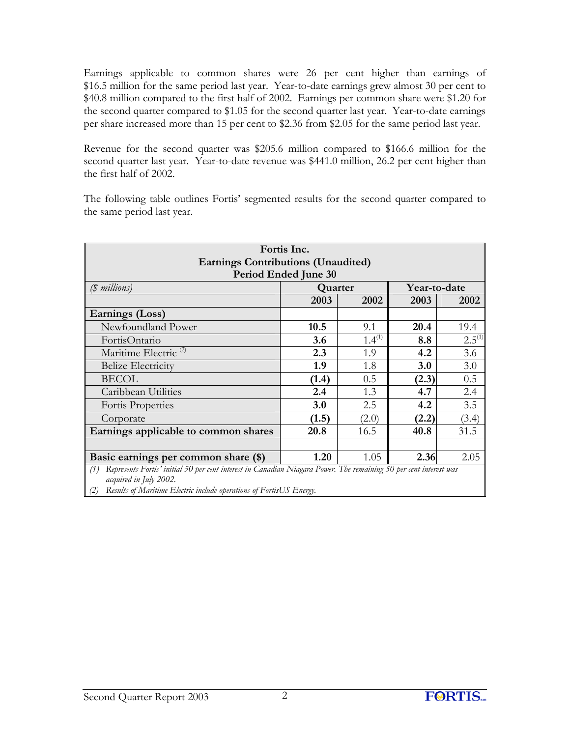Earnings applicable to common shares were 26 per cent higher than earnings of $16.5 million for the same period last year. Year-to-date earnings grew almost 30 per cent to $40.8 million compared to the first half of 2002. Earnings per common share were $1.20 for the second quarter compared to $1.05 for the second quarter last year. Year-to-date earnings per share increased more than 15 per cent to $2.36 from $2.05 for the same period last year.

Revenue for the second quarter was $205.6 million compared to $166.6 million for the second quarter last year. Year-to-date revenue was $441.0 million, 26.2 per cent higher than the first half of 2002.

The following table outlines Fortis' segmented results for the second quarter compared to the same period last year.

**Fortis Inc.**
**Earnings Contributions (Unaudited)**
**Period Ended June 30**

| *($ millions)* | Quarter | | Year-to-date | |
|---|---|---|---|---|
| | **2003** | **2002** | **2003** | **2002** |
| **Earnings (Loss)** | | | | |
| Newfoundland Power | **10.5** | 9.1 | **20.4** | 19.4 |
| FortisOntario | **3.6** | 1.4[(1)] | **8.8** | 2.5[(1)] |
| Maritime Electric [(2)] | **2.3** | 1.9 | **4.2** | 3.6 |
| Belize Electricity | **1.9** | 1.8 | **3.0** | 3.0 |
| BECOL | **(1.4)** | 0.5 | **(2.3)** | 0.5 |
| Caribbean Utilities | **2.4** | 1.3 | **4.7** | 2.4 |
| Fortis Properties | **3.0** | 2.5 | **4.2** | 3.5 |
| Corporate | **(1.5)** | (2.0) | **(2.2)** | (3.4) |
| **Earnings applicable to common shares** | **20.8** | 16.5 | **40.8** | 31.5 |
| | | | | |
| **Basic earnings per common share ($)** | **1.20** | 1.05 | **2.36** | 2.05 |

*(1) Represents Fortis' initial 50 per cent interest in Canadian Niagara Power. The remaining 50 per cent interest was acquired in July 2002.*

*(2) Results of Maritime Electric include operations of FortisUS Energy.*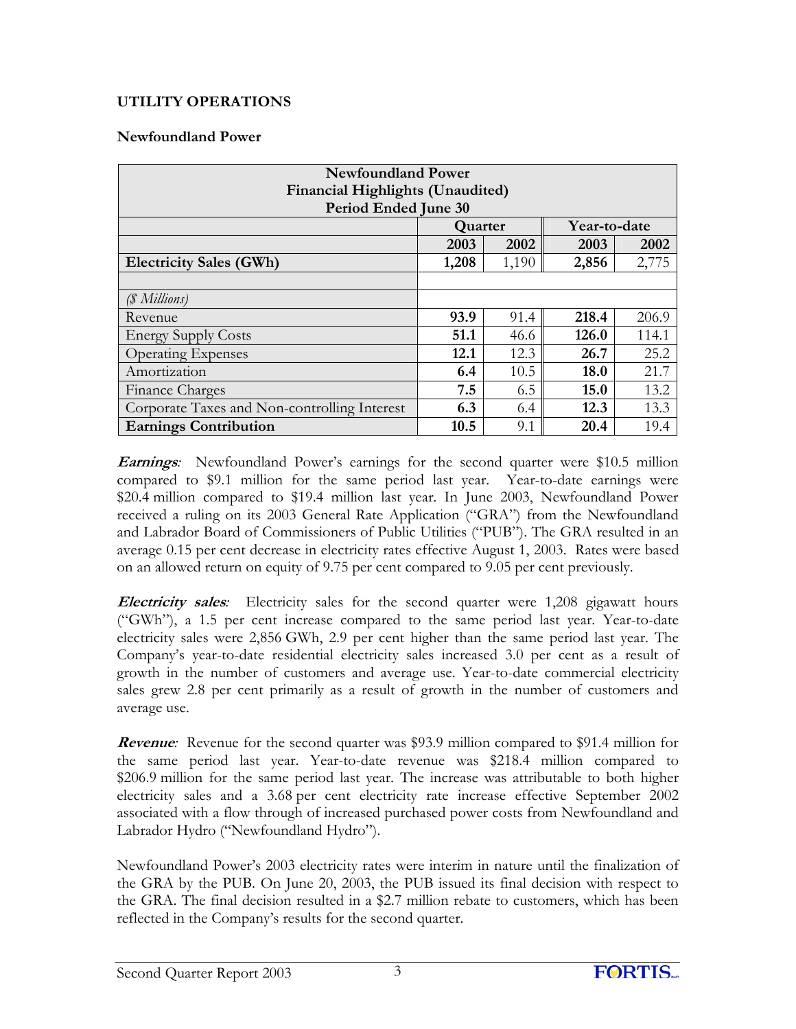## UTILITY OPERATIONS

### Newfoundland Power

| Newfoundland Power<br>Financial Highlights (Unaudited)<br>Period Ended June 30 | Quarter | | Year-to-date | |
|---|---|---|---|---|
| | **2003** | **2002** | **2003** | **2002** |
| **Electricity Sales (GWh)** | **1,208** | 1,190 | **2,856** | 2,775 |
| | | | | |
| *($ Millions)* | | | | |
| Revenue | **93.9** | 91.4 | **218.4** | 206.9 |
| Energy Supply Costs | **51.1** | 46.6 | **126.0** | 114.1 |
| Operating Expenses | **12.1** | 12.3 | **26.7** | 25.2 |
| Amortization | **6.4** | 10.5 | **18.0** | 21.7 |
| Finance Charges | **7.5** | 6.5 | **15.0** | 13.2 |
| Corporate Taxes and Non-controlling Interest | **6.3** | 6.4 | **12.3** | 13.3 |
| **Earnings Contribution** | **10.5** | 9.1 | **20.4** | 19.4 |

***Earnings**:* Newfoundland Power's earnings for the second quarter were $10.5 million compared to $9.1 million for the same period last year. Year-to-date earnings were $20.4 million compared to $19.4 million last year. In June 2003, Newfoundland Power received a ruling on its 2003 General Rate Application ("GRA") from the Newfoundland and Labrador Board of Commissioners of Public Utilities ("PUB"). The GRA resulted in an average 0.15 per cent decrease in electricity rates effective August 1, 2003. Rates were based on an allowed return on equity of 9.75 per cent compared to 9.05 per cent previously.

***Electricity sales**:* Electricity sales for the second quarter were 1,208 gigawatt hours ("GWh"), a 1.5 per cent increase compared to the same period last year. Year-to-date electricity sales were 2,856 GWh, 2.9 per cent higher than the same period last year. The Company's year-to-date residential electricity sales increased 3.0 per cent as a result of growth in the number of customers and average use. Year-to-date commercial electricity sales grew 2.8 per cent primarily as a result of growth in the number of customers and average use.

***Revenue**:* Revenue for the second quarter was $93.9 million compared to $91.4 million for the same period last year. Year-to-date revenue was $218.4 million compared to $206.9 million for the same period last year. The increase was attributable to both higher electricity sales and a 3.68 per cent electricity rate increase effective September 2002 associated with a flow through of increased purchased power costs from Newfoundland and Labrador Hydro ("Newfoundland Hydro").

Newfoundland Power's 2003 electricity rates were interim in nature until the finalization of the GRA by the PUB. On June 20, 2003, the PUB issued its final decision with respect to the GRA. The final decision resulted in a $2.7 million rebate to customers, which has been reflected in the Company's results for the second quarter.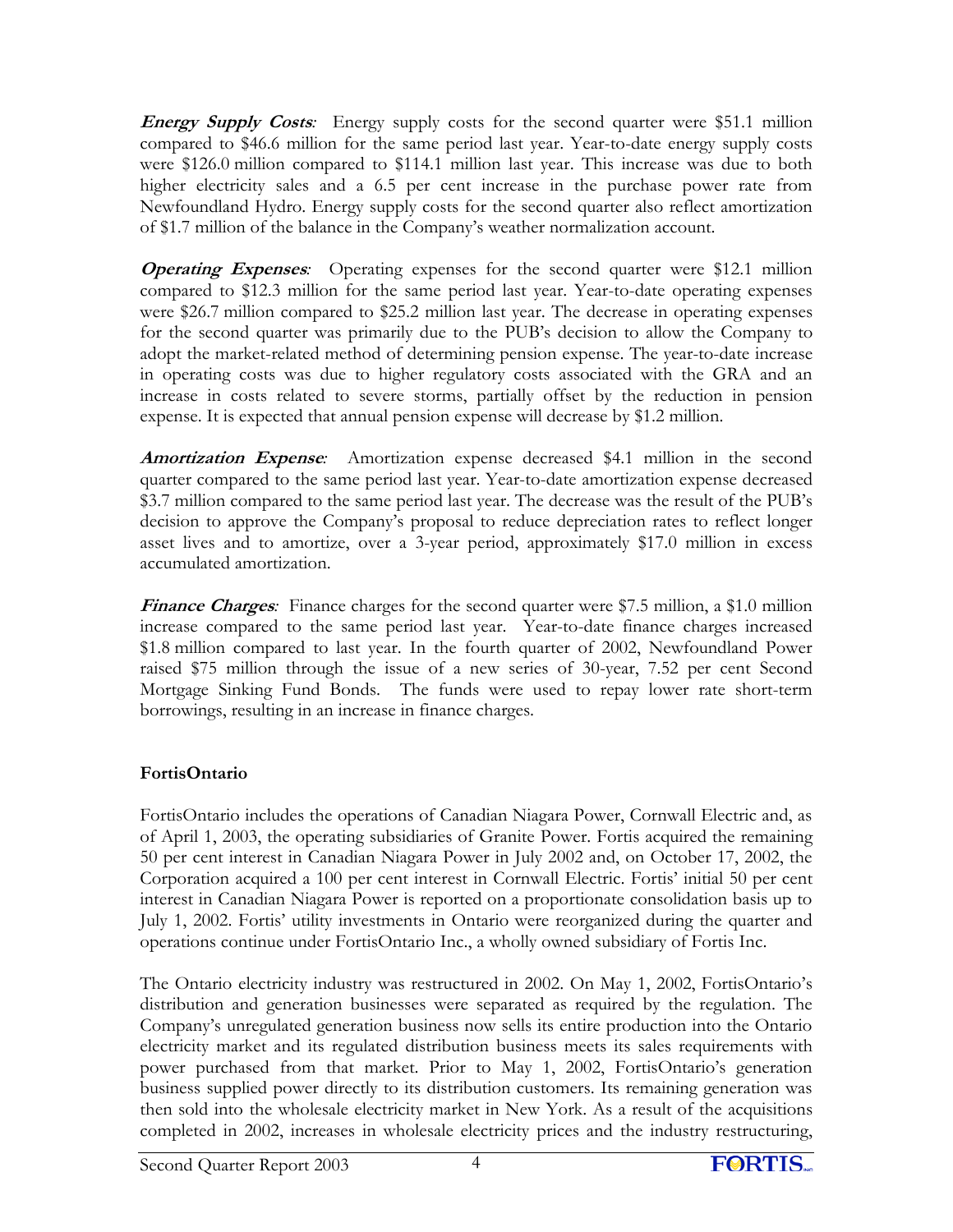***Energy Supply Costs**:* Energy supply costs for the second quarter were $51.1 million compared to $46.6 million for the same period last year. Year-to-date energy supply costs were $126.0 million compared to $114.1 million last year. This increase was due to both higher electricity sales and a 6.5 per cent increase in the purchase power rate from Newfoundland Hydro. Energy supply costs for the second quarter also reflect amortization of $1.7 million of the balance in the Company's weather normalization account.

***Operating Expenses**:* Operating expenses for the second quarter were $12.1 million compared to $12.3 million for the same period last year. Year-to-date operating expenses were $26.7 million compared to $25.2 million last year. The decrease in operating expenses for the second quarter was primarily due to the PUB's decision to allow the Company to adopt the market-related method of determining pension expense. The year-to-date increase in operating costs was due to higher regulatory costs associated with the GRA and an increase in costs related to severe storms, partially offset by the reduction in pension expense. It is expected that annual pension expense will decrease by $1.2 million.

***Amortization Expense**:* Amortization expense decreased $4.1 million in the second quarter compared to the same period last year. Year-to-date amortization expense decreased $3.7 million compared to the same period last year. The decrease was the result of the PUB's decision to approve the Company's proposal to reduce depreciation rates to reflect longer asset lives and to amortize, over a 3-year period, approximately $17.0 million in excess accumulated amortization.

***Finance Charges**:* Finance charges for the second quarter were $7.5 million, a $1.0 million increase compared to the same period last year. Year-to-date finance charges increased $1.8 million compared to last year. In the fourth quarter of 2002, Newfoundland Power raised $75 million through the issue of a new series of 30-year, 7.52 per cent Second Mortgage Sinking Fund Bonds. The funds were used to repay lower rate short-term borrowings, resulting in an increase in finance charges.

**FortisOntario**

FortisOntario includes the operations of Canadian Niagara Power, Cornwall Electric and, as of April 1, 2003, the operating subsidiaries of Granite Power. Fortis acquired the remaining 50 per cent interest in Canadian Niagara Power in July 2002 and, on October 17, 2002, the Corporation acquired a 100 per cent interest in Cornwall Electric. Fortis' initial 50 per cent interest in Canadian Niagara Power is reported on a proportionate consolidation basis up to July 1, 2002. Fortis' utility investments in Ontario were reorganized during the quarter and operations continue under FortisOntario Inc., a wholly owned subsidiary of Fortis Inc.

The Ontario electricity industry was restructured in 2002. On May 1, 2002, FortisOntario's distribution and generation businesses were separated as required by the regulation. The Company's unregulated generation business now sells its entire production into the Ontario electricity market and its regulated distribution business meets its sales requirements with power purchased from that market. Prior to May 1, 2002, FortisOntario's generation business supplied power directly to its distribution customers. Its remaining generation was then sold into the wholesale electricity market in New York. As a result of the acquisitions completed in 2002, increases in wholesale electricity prices and the industry restructuring,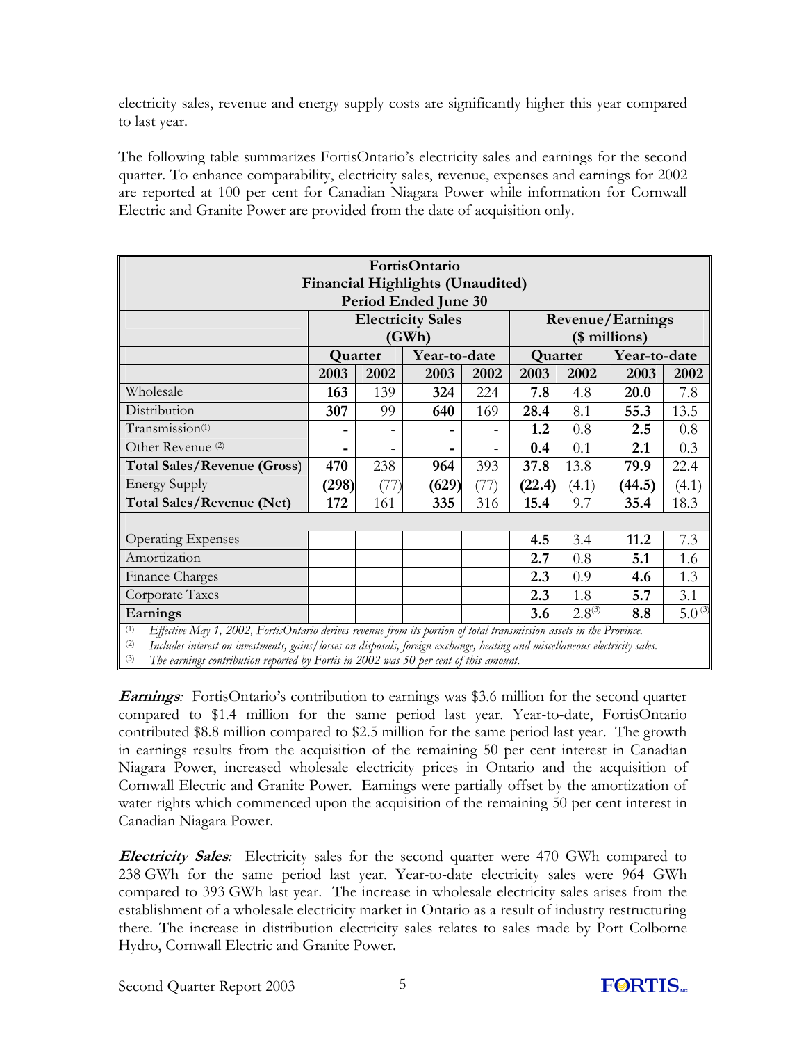electricity sales, revenue and energy supply costs are significantly higher this year compared to last year.

The following table summarizes FortisOntario's electricity sales and earnings for the second quarter. To enhance comparability, electricity sales, revenue, expenses and earnings for 2002 are reported at 100 per cent for Canadian Niagara Power while information for Cornwall Electric and Granite Power are provided from the date of acquisition only.

| FortisOntario Financial Highlights (Unaudited) Period Ended June 30 | | | | | | | | |
|---|---|---|---|---|---|---|---|---|
| | Electricity Sales (GWh) | | | | Revenue/Earnings ($ millions) | | | |
| | Quarter | | Year-to-date | | Quarter | | Year-to-date | |
| | **2003** | 2002 | **2003** | 2002 | **2003** | 2002 | **2003** | 2002 |
| Wholesale | **163** | 139 | **324** | 224 | **7.8** | 4.8 | **20.0** | 7.8 |
| Distribution | **307** | 99 | **640** | 169 | **28.4** | 8.1 | **55.3** | 13.5 |
| Transmission(1) | **-** | - | **-** | - | **1.2** | 0.8 | **2.5** | 0.8 |
| Other Revenue (2) | **-** | - | **-** | - | **0.4** | 0.1 | **2.1** | 0.3 |
| **Total Sales/Revenue (Gross)** | **470** | 238 | **964** | 393 | **37.8** | 13.8 | **79.9** | 22.4 |
| Energy Supply | **(298)** | (77) | **(629)** | (77) | **(22.4)** | (4.1) | **(44.5)** | (4.1) |
| **Total Sales/Revenue (Net)** | **172** | 161 | **335** | 316 | **15.4** | 9.7 | **35.4** | 18.3 |
| | | | | | | | | |
| Operating Expenses | | | | | **4.5** | 3.4 | **11.2** | 7.3 |
| Amortization | | | | | **2.7** | 0.8 | **5.1** | 1.6 |
| Finance Charges | | | | | **2.3** | 0.9 | **4.6** | 1.3 |
| Corporate Taxes | | | | | **2.3** | 1.8 | **5.7** | 3.1 |
| **Earnings** | | | | | **3.6** | 2.8(3) | **8.8** | 5.0(3) |

(1) *Effective May 1, 2002, FortisOntario derives revenue from its portion of total transmission assets in the Province.*
(2) *Includes interest on investments, gains/losses on disposals, foreign exchange, heating and miscellaneous electricity sales.*
(3) *The earnings contribution reported by Fortis in 2002 was 50 per cent of this amount.*

***Earnings**:* FortisOntario's contribution to earnings was $3.6 million for the second quarter compared to $1.4 million for the same period last year. Year-to-date, FortisOntario contributed $8.8 million compared to $2.5 million for the same period last year. The growth in earnings results from the acquisition of the remaining 50 per cent interest in Canadian Niagara Power, increased wholesale electricity prices in Ontario and the acquisition of Cornwall Electric and Granite Power. Earnings were partially offset by the amortization of water rights which commenced upon the acquisition of the remaining 50 per cent interest in Canadian Niagara Power.

***Electricity Sales**:* Electricity sales for the second quarter were 470 GWh compared to 238 GWh for the same period last year. Year-to-date electricity sales were 964 GWh compared to 393 GWh last year. The increase in wholesale electricity sales arises from the establishment of a wholesale electricity market in Ontario as a result of industry restructuring there. The increase in distribution electricity sales relates to sales made by Port Colborne Hydro, Cornwall Electric and Granite Power.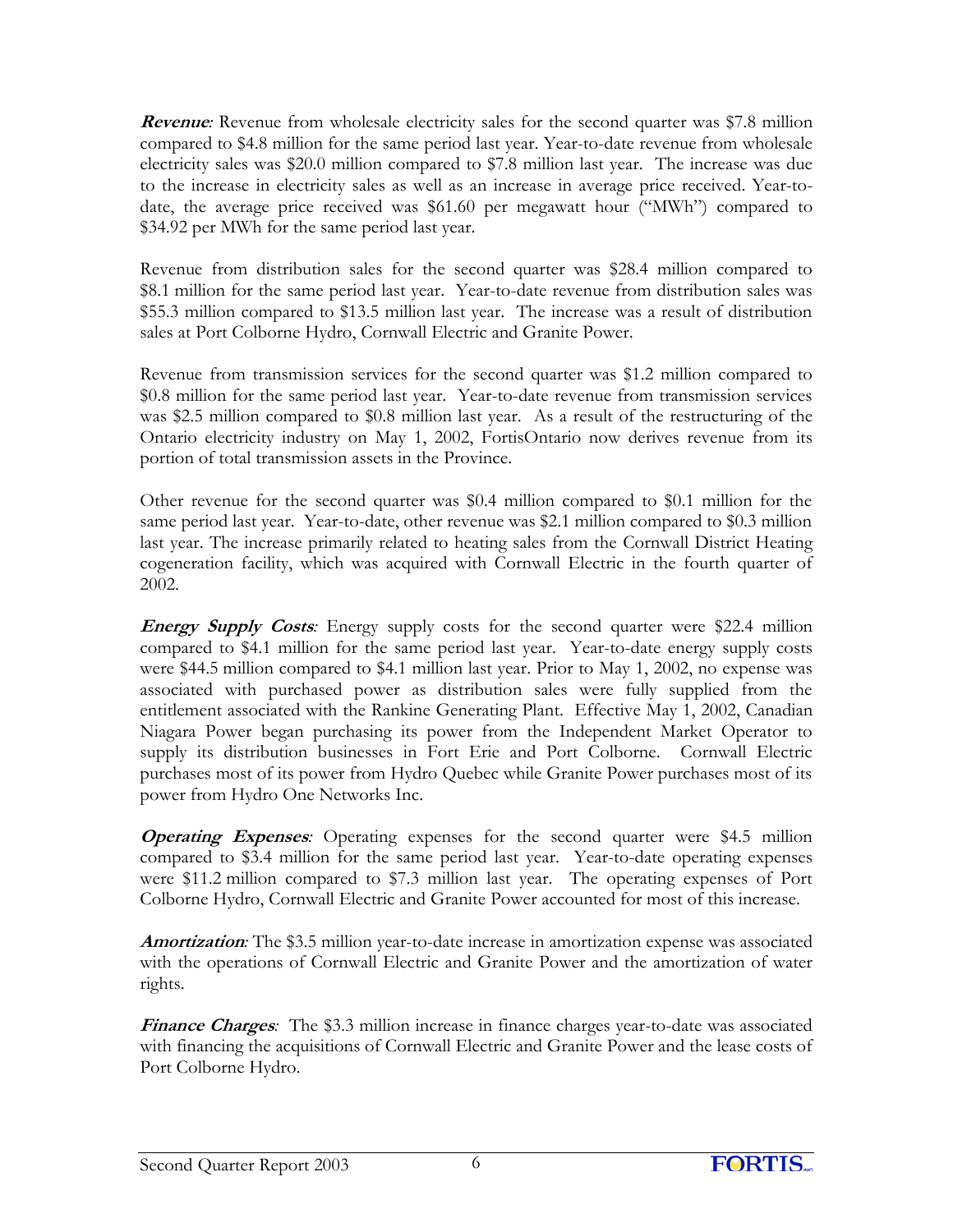***Revenue**:* Revenue from wholesale electricity sales for the second quarter was $7.8 million compared to $4.8 million for the same period last year. Year-to-date revenue from wholesale electricity sales was $20.0 million compared to $7.8 million last year. The increase was due to the increase in electricity sales as well as an increase in average price received. Year-to-date, the average price received was $61.60 per megawatt hour ("MWh") compared to $34.92 per MWh for the same period last year.

Revenue from distribution sales for the second quarter was $28.4 million compared to $8.1 million for the same period last year. Year-to-date revenue from distribution sales was $55.3 million compared to $13.5 million last year. The increase was a result of distribution sales at Port Colborne Hydro, Cornwall Electric and Granite Power.

Revenue from transmission services for the second quarter was $1.2 million compared to $0.8 million for the same period last year. Year-to-date revenue from transmission services was $2.5 million compared to $0.8 million last year. As a result of the restructuring of the Ontario electricity industry on May 1, 2002, FortisOntario now derives revenue from its portion of total transmission assets in the Province.

Other revenue for the second quarter was $0.4 million compared to $0.1 million for the same period last year. Year-to-date, other revenue was $2.1 million compared to $0.3 million last year. The increase primarily related to heating sales from the Cornwall District Heating cogeneration facility, which was acquired with Cornwall Electric in the fourth quarter of 2002.

***Energy Supply Costs**:* Energy supply costs for the second quarter were $22.4 million compared to $4.1 million for the same period last year. Year-to-date energy supply costs were $44.5 million compared to $4.1 million last year. Prior to May 1, 2002, no expense was associated with purchased power as distribution sales were fully supplied from the entitlement associated with the Rankine Generating Plant. Effective May 1, 2002, Canadian Niagara Power began purchasing its power from the Independent Market Operator to supply its distribution businesses in Fort Erie and Port Colborne. Cornwall Electric purchases most of its power from Hydro Quebec while Granite Power purchases most of its power from Hydro One Networks Inc.

***Operating Expenses**:* Operating expenses for the second quarter were $4.5 million compared to $3.4 million for the same period last year. Year-to-date operating expenses were $11.2 million compared to $7.3 million last year. The operating expenses of Port Colborne Hydro, Cornwall Electric and Granite Power accounted for most of this increase.

***Amortization**:* The $3.5 million year-to-date increase in amortization expense was associated with the operations of Cornwall Electric and Granite Power and the amortization of water rights.

***Finance Charges**:* The $3.3 million increase in finance charges year-to-date was associated with financing the acquisitions of Cornwall Electric and Granite Power and the lease costs of Port Colborne Hydro.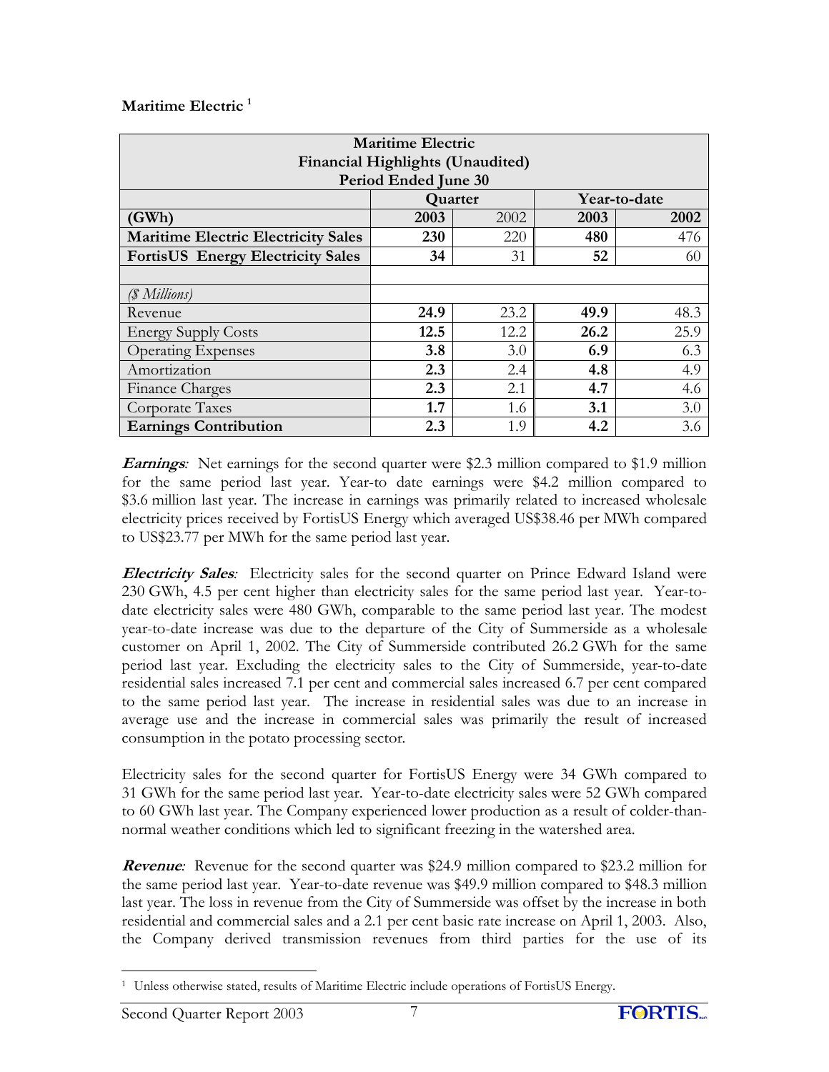**Maritime Electric** [1]

| Maritime Electric<br>Financial Highlights (Unaudited)<br>Period Ended June 30 | | | | |
|---|---|---|---|---|
| | Quarter | | Year-to-date | |
| **(GWh)** | **2003** | 2002 | **2003** | **2002** |
| **Maritime Electric Electricity Sales** | **230** | 220 | **480** | 476 |
| **FortisUS Energy Electricity Sales** | **34** | 31 | **52** | 60 |
| | | | | |
| *($ Millions)* | | | | |
| Revenue | **24.9** | 23.2 | **49.9** | 48.3 |
| Energy Supply Costs | **12.5** | 12.2 | **26.2** | 25.9 |
| Operating Expenses | **3.8** | 3.0 | **6.9** | 6.3 |
| Amortization | **2.3** | 2.4 | **4.8** | 4.9 |
| Finance Charges | **2.3** | 2.1 | **4.7** | 4.6 |
| Corporate Taxes | **1.7** | 1.6 | **3.1** | 3.0 |
| **Earnings Contribution** | **2.3** | 1.9 | **4.2** | 3.6 |

***Earnings**:* Net earnings for the second quarter were $2.3 million compared to $1.9 million for the same period last year. Year-to date earnings were $4.2 million compared to $3.6 million last year. The increase in earnings was primarily related to increased wholesale electricity prices received by FortisUS Energy which averaged US$38.46 per MWh compared to US$23.77 per MWh for the same period last year.

***Electricity Sales**:* Electricity sales for the second quarter on Prince Edward Island were 230 GWh, 4.5 per cent higher than electricity sales for the same period last year. Year-to-date electricity sales were 480 GWh, comparable to the same period last year. The modest year-to-date increase was due to the departure of the City of Summerside as a wholesale customer on April 1, 2002. The City of Summerside contributed 26.2 GWh for the same period last year. Excluding the electricity sales to the City of Summerside, year-to-date residential sales increased 7.1 per cent and commercial sales increased 6.7 per cent compared to the same period last year. The increase in residential sales was due to an increase in average use and the increase in commercial sales was primarily the result of increased consumption in the potato processing sector.

Electricity sales for the second quarter for FortisUS Energy were 34 GWh compared to 31 GWh for the same period last year. Year-to-date electricity sales were 52 GWh compared to 60 GWh last year. The Company experienced lower production as a result of colder-than-normal weather conditions which led to significant freezing in the watershed area.

***Revenue**:* Revenue for the second quarter was $24.9 million compared to $23.2 million for the same period last year. Year-to-date revenue was $49.9 million compared to $48.3 million last year. The loss in revenue from the City of Summerside was offset by the increase in both residential and commercial sales and a 2.1 per cent basic rate increase on April 1, 2003. Also, the Company derived transmission revenues from third parties for the use of its

[1] Unless otherwise stated, results of Maritime Electric include operations of FortisUS Energy.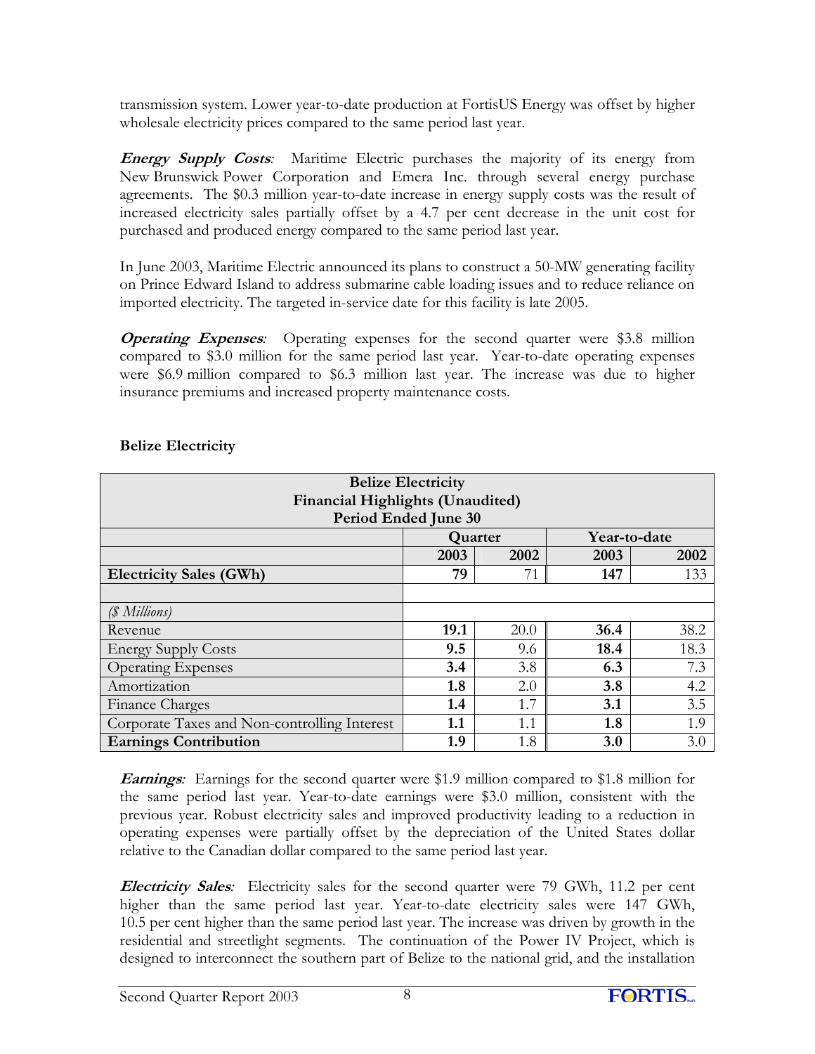transmission system. Lower year-to-date production at FortisUS Energy was offset by higher wholesale electricity prices compared to the same period last year.

***Energy Supply Costs**:* Maritime Electric purchases the majority of its energy from New Brunswick Power Corporation and Emera Inc. through several energy purchase agreements. The $0.3 million year-to-date increase in energy supply costs was the result of increased electricity sales partially offset by a 4.7 per cent decrease in the unit cost for purchased and produced energy compared to the same period last year.

In June 2003, Maritime Electric announced its plans to construct a 50-MW generating facility on Prince Edward Island to address submarine cable loading issues and to reduce reliance on imported electricity. The targeted in-service date for this facility is late 2005.

***Operating Expenses**:* Operating expenses for the second quarter were $3.8 million compared to $3.0 million for the same period last year. Year-to-date operating expenses were $6.9 million compared to $6.3 million last year. The increase was due to higher insurance premiums and increased property maintenance costs.

**Belize Electricity**

| Belize Electricity Financial Highlights (Unaudited) Period Ended June 30 | | | | |
|---|---|---|---|---|
| | Quarter | | Year-to-date | |
| | 2003 | 2002 | 2003 | 2002 |
| **Electricity Sales (GWh)** | **79** | 71 | **147** | 133 |
| | | | | |
| *($ Millions)* | | | | |
| Revenue | **19.1** | 20.0 | **36.4** | 38.2 |
| Energy Supply Costs | **9.5** | 9.6 | **18.4** | 18.3 |
| Operating Expenses | **3.4** | 3.8 | **6.3** | 7.3 |
| Amortization | **1.8** | 2.0 | **3.8** | 4.2 |
| Finance Charges | **1.4** | 1.7 | **3.1** | 3.5 |
| Corporate Taxes and Non-controlling Interest | **1.1** | 1.1 | **1.8** | 1.9 |
| **Earnings Contribution** | **1.9** | 1.8 | **3.0** | 3.0 |

***Earnings**:* Earnings for the second quarter were $1.9 million compared to $1.8 million for the same period last year. Year-to-date earnings were $3.0 million, consistent with the previous year. Robust electricity sales and improved productivity leading to a reduction in operating expenses were partially offset by the depreciation of the United States dollar relative to the Canadian dollar compared to the same period last year.

***Electricity Sales**:* Electricity sales for the second quarter were 79 GWh, 11.2 per cent higher than the same period last year. Year-to-date electricity sales were 147 GWh, 10.5 per cent higher than the same period last year. The increase was driven by growth in the residential and streetlight segments. The continuation of the Power IV Project, which is designed to interconnect the southern part of Belize to the national grid, and the installation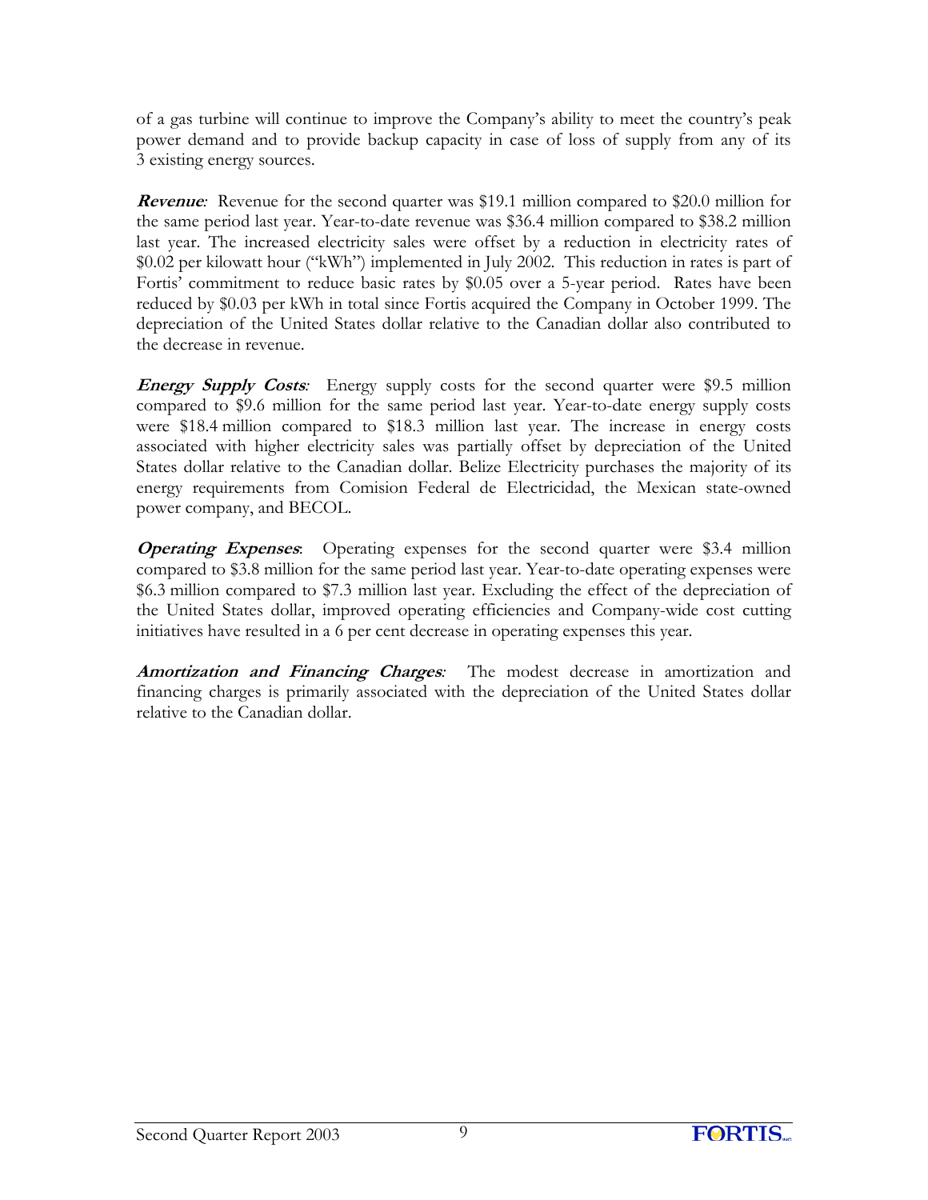of a gas turbine will continue to improve the Company's ability to meet the country's peak power demand and to provide backup capacity in case of loss of supply from any of its 3 existing energy sources.

***Revenue**:* Revenue for the second quarter was $19.1 million compared to $20.0 million for the same period last year. Year-to-date revenue was $36.4 million compared to $38.2 million last year. The increased electricity sales were offset by a reduction in electricity rates of $0.02 per kilowatt hour ("kWh") implemented in July 2002. This reduction in rates is part of Fortis' commitment to reduce basic rates by $0.05 over a 5-year period. Rates have been reduced by $0.03 per kWh in total since Fortis acquired the Company in October 1999. The depreciation of the United States dollar relative to the Canadian dollar also contributed to the decrease in revenue.

***Energy Supply Costs**:* Energy supply costs for the second quarter were $9.5 million compared to $9.6 million for the same period last year. Year-to-date energy supply costs were $18.4 million compared to $18.3 million last year. The increase in energy costs associated with higher electricity sales was partially offset by depreciation of the United States dollar relative to the Canadian dollar. Belize Electricity purchases the majority of its energy requirements from Comision Federal de Electricidad, the Mexican state-owned power company, and BECOL.

***Operating Expenses**:* Operating expenses for the second quarter were $3.4 million compared to $3.8 million for the same period last year. Year-to-date operating expenses were $6.3 million compared to $7.3 million last year. Excluding the effect of the depreciation of the United States dollar, improved operating efficiencies and Company-wide cost cutting initiatives have resulted in a 6 per cent decrease in operating expenses this year.

***Amortization and Financing Charges**:* The modest decrease in amortization and financing charges is primarily associated with the depreciation of the United States dollar relative to the Canadian dollar.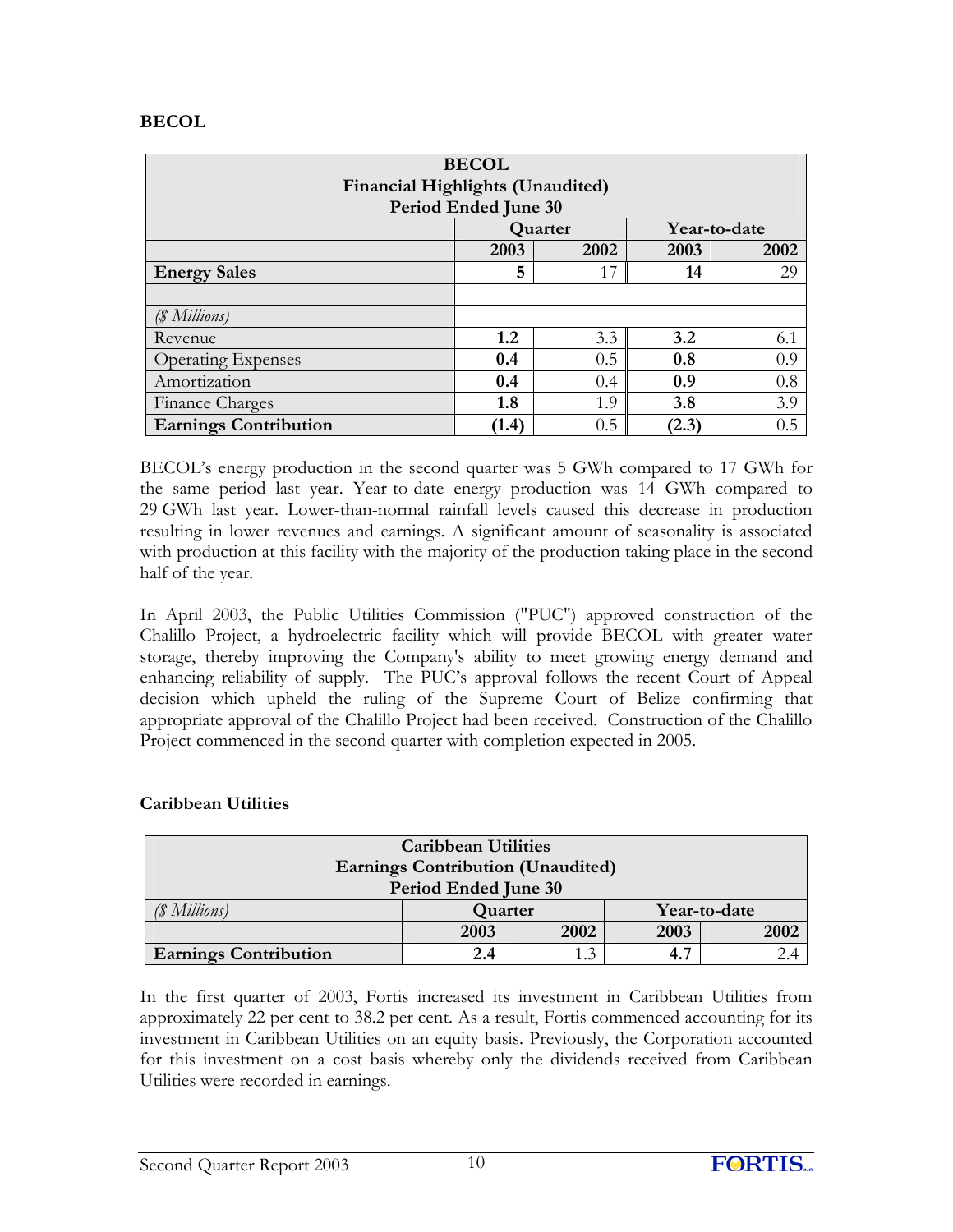## BECOL

| BECOL<br>Financial Highlights (Unaudited)<br>Period Ended June 30 | | | | |
|---|---|---|---|---|
| | Quarter | | Year-to-date | |
| | **2003** | **2002** | **2003** | **2002** |
| **Energy Sales** | **5** | 17 | **14** | 29 |
| | | | | |
| *($ Millions)* | | | | |
| Revenue | **1.2** | 3.3 | **3.2** | 6.1 |
| Operating Expenses | **0.4** | 0.5 | **0.8** | 0.9 |
| Amortization | **0.4** | 0.4 | **0.9** | 0.8 |
| Finance Charges | **1.8** | 1.9 | **3.8** | 3.9 |
| **Earnings Contribution** | **(1.4)** | 0.5 | **(2.3)** | 0.5 |

BECOL's energy production in the second quarter was 5 GWh compared to 17 GWh for the same period last year. Year-to-date energy production was 14 GWh compared to 29 GWh last year. Lower-than-normal rainfall levels caused this decrease in production resulting in lower revenues and earnings. A significant amount of seasonality is associated with production at this facility with the majority of the production taking place in the second half of the year.

In April 2003, the Public Utilities Commission ("PUC") approved construction of the Chalillo Project, a hydroelectric facility which will provide BECOL with greater water storage, thereby improving the Company's ability to meet growing energy demand and enhancing reliability of supply. The PUC's approval follows the recent Court of Appeal decision which upheld the ruling of the Supreme Court of Belize confirming that appropriate approval of the Chalillo Project had been received. Construction of the Chalillo Project commenced in the second quarter with completion expected in 2005.

## Caribbean Utilities

| Caribbean Utilities<br>Earnings Contribution (Unaudited)<br>Period Ended June 30 | | | | |
|---|---|---|---|---|
| *($ Millions)* | Quarter | | Year-to-date | |
| | **2003** | **2002** | **2003** | **2002** |
| **Earnings Contribution** | **2.4** | 1.3 | **4.7** | 2.4 |

In the first quarter of 2003, Fortis increased its investment in Caribbean Utilities from approximately 22 per cent to 38.2 per cent. As a result, Fortis commenced accounting for its investment in Caribbean Utilities on an equity basis. Previously, the Corporation accounted for this investment on a cost basis whereby only the dividends received from Caribbean Utilities were recorded in earnings.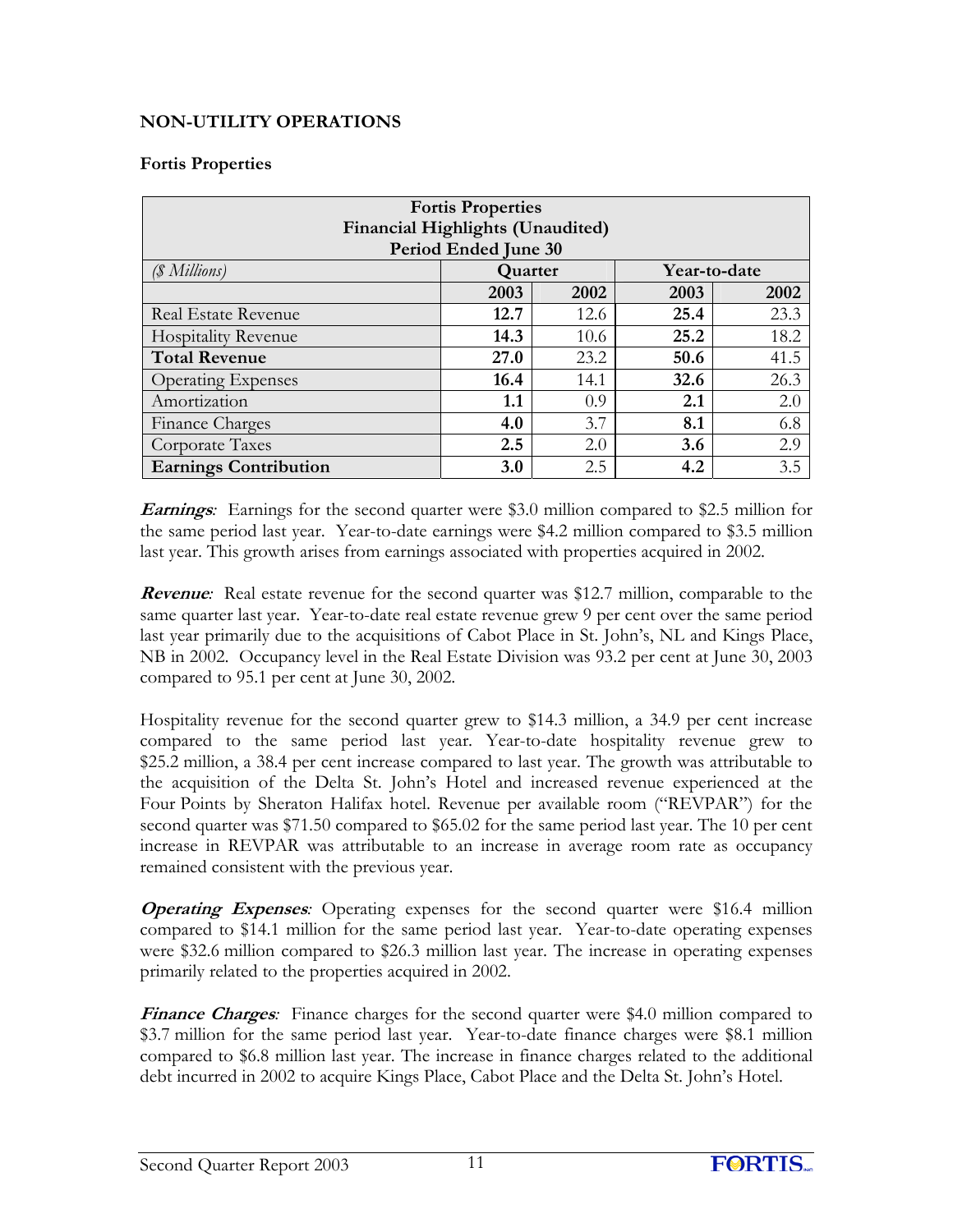## NON-UTILITY OPERATIONS

### Fortis Properties

| Fortis Properties<br>Financial Highlights (Unaudited)<br>Period Ended June 30 | | | | |
|---|---|---|---|---|
| *($ Millions)* | Quarter | | Year-to-date | |
| | **2003** | **2002** | **2003** | **2002** |
| Real Estate Revenue | **12.7** | 12.6 | **25.4** | 23.3 |
| Hospitality Revenue | **14.3** | 10.6 | **25.2** | 18.2 |
| **Total Revenue** | **27.0** | 23.2 | **50.6** | 41.5 |
| Operating Expenses | **16.4** | 14.1 | **32.6** | 26.3 |
| Amortization | **1.1** | 0.9 | **2.1** | 2.0 |
| Finance Charges | **4.0** | 3.7 | **8.1** | 6.8 |
| Corporate Taxes | **2.5** | 2.0 | **3.6** | 2.9 |
| **Earnings Contribution** | **3.0** | 2.5 | **4.2** | 3.5 |

***Earnings**:* Earnings for the second quarter were $3.0 million compared to $2.5 million for the same period last year. Year-to-date earnings were $4.2 million compared to $3.5 million last year. This growth arises from earnings associated with properties acquired in 2002.

***Revenue**:* Real estate revenue for the second quarter was $12.7 million, comparable to the same quarter last year. Year-to-date real estate revenue grew 9 per cent over the same period last year primarily due to the acquisitions of Cabot Place in St. John's, NL and Kings Place, NB in 2002. Occupancy level in the Real Estate Division was 93.2 per cent at June 30, 2003 compared to 95.1 per cent at June 30, 2002.

Hospitality revenue for the second quarter grew to $14.3 million, a 34.9 per cent increase compared to the same period last year. Year-to-date hospitality revenue grew to $25.2 million, a 38.4 per cent increase compared to last year. The growth was attributable to the acquisition of the Delta St. John's Hotel and increased revenue experienced at the Four Points by Sheraton Halifax hotel. Revenue per available room ("REVPAR") for the second quarter was $71.50 compared to $65.02 for the same period last year. The 10 per cent increase in REVPAR was attributable to an increase in average room rate as occupancy remained consistent with the previous year.

***Operating Expenses**:* Operating expenses for the second quarter were $16.4 million compared to $14.1 million for the same period last year. Year-to-date operating expenses were $32.6 million compared to $26.3 million last year. The increase in operating expenses primarily related to the properties acquired in 2002.

***Finance Charges**:* Finance charges for the second quarter were $4.0 million compared to $3.7 million for the same period last year. Year-to-date finance charges were $8.1 million compared to $6.8 million last year. The increase in finance charges related to the additional debt incurred in 2002 to acquire Kings Place, Cabot Place and the Delta St. John's Hotel.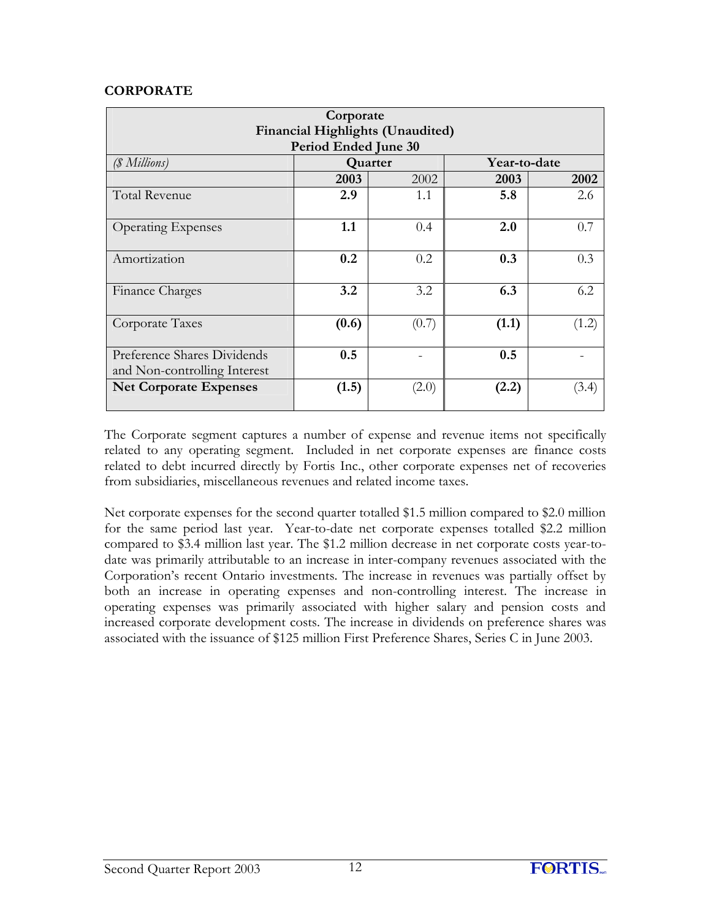## CORPORATE

| Corporate<br>Financial Highlights (Unaudited)<br>Period Ended June 30 | | | | |
|---|---|---|---|---|
| *($ Millions)* | Quarter | | Year-to-date | |
| | **2003** | 2002 | **2003** | **2002** |
| Total Revenue | **2.9** | 1.1 | **5.8** | 2.6 |
| Operating Expenses | **1.1** | 0.4 | **2.0** | 0.7 |
| Amortization | **0.2** | 0.2 | **0.3** | 0.3 |
| Finance Charges | **3.2** | 3.2 | **6.3** | 6.2 |
| Corporate Taxes | **(0.6)** | (0.7) | **(1.1)** | (1.2) |
| Preference Shares Dividends and Non-controlling Interest | **0.5** | - | **0.5** | - |
| **Net Corporate Expenses** | **(1.5)** | (2.0) | **(2.2)** | (3.4) |

The Corporate segment captures a number of expense and revenue items not specifically related to any operating segment. Included in net corporate expenses are finance costs related to debt incurred directly by Fortis Inc., other corporate expenses net of recoveries from subsidiaries, miscellaneous revenues and related income taxes.

Net corporate expenses for the second quarter totalled $1.5 million compared to $2.0 million for the same period last year. Year-to-date net corporate expenses totalled $2.2 million compared to $3.4 million last year. The $1.2 million decrease in net corporate costs year-to-date was primarily attributable to an increase in inter-company revenues associated with the Corporation's recent Ontario investments. The increase in revenues was partially offset by both an increase in operating expenses and non-controlling interest. The increase in operating expenses was primarily associated with higher salary and pension costs and increased corporate development costs. The increase in dividends on preference shares was associated with the issuance of $125 million First Preference Shares, Series C in June 2003.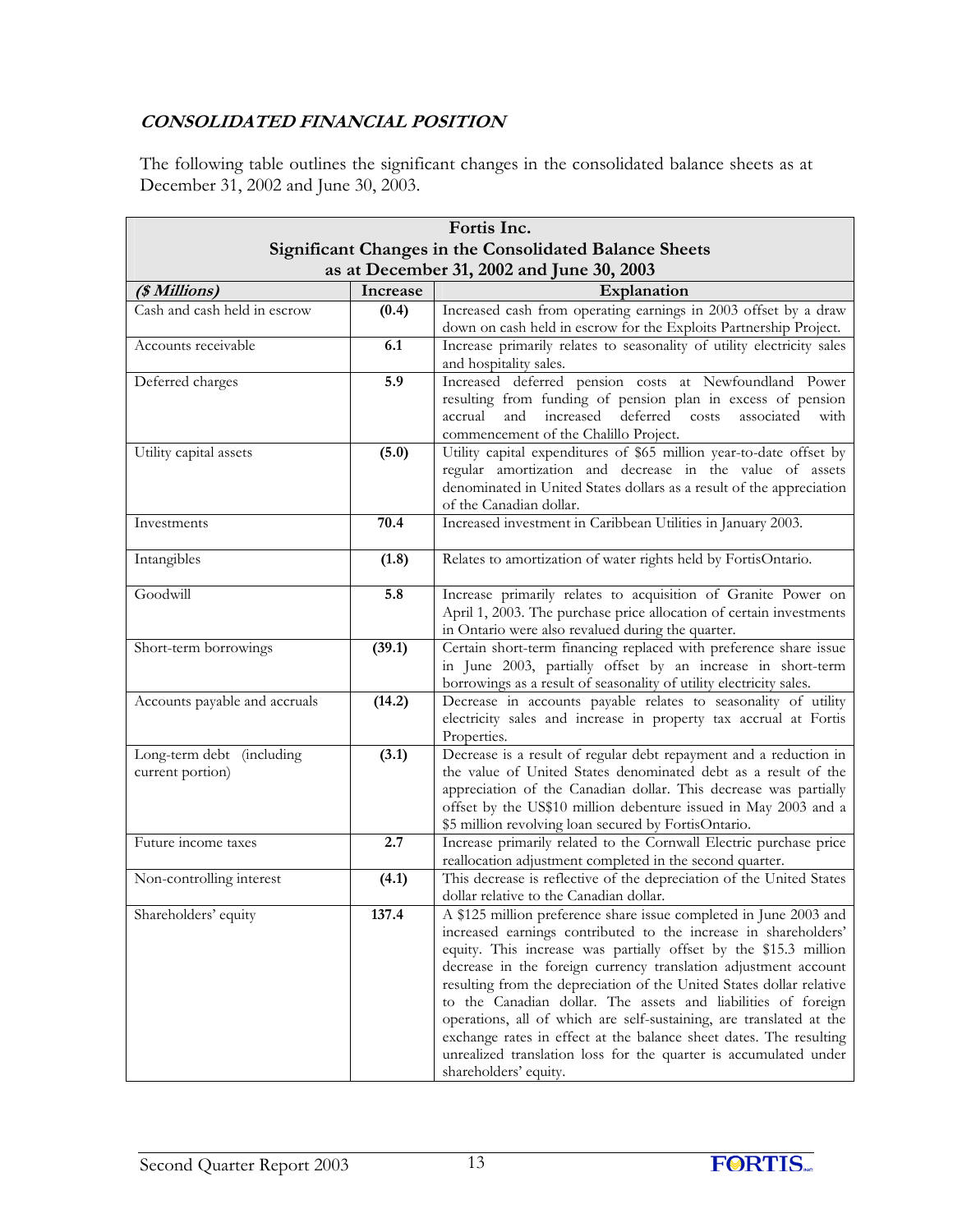## *CONSOLIDATED FINANCIAL POSITION*

The following table outlines the significant changes in the consolidated balance sheets as at December 31, 2002 and June 30, 2003.

| Fortis Inc.<br>Significant Changes in the Consolidated Balance Sheets<br>as at December 31, 2002 and June 30, 2003 | | |
|---|---|---|
| ***($ Millions)*** | **Increase** | **Explanation** |
| Cash and cash held in escrow | **(0.4)** | Increased cash from operating earnings in 2003 offset by a draw down on cash held in escrow for the Exploits Partnership Project. |
| Accounts receivable | **6.1** | Increase primarily relates to seasonality of utility electricity sales and hospitality sales. |
| Deferred charges | **5.9** | Increased deferred pension costs at Newfoundland Power resulting from funding of pension plan in excess of pension accrual and increased deferred costs associated with commencement of the Chalillo Project. |
| Utility capital assets | **(5.0)** | Utility capital expenditures of $65 million year-to-date offset by regular amortization and decrease in the value of assets denominated in United States dollars as a result of the appreciation of the Canadian dollar. |
| Investments | **70.4** | Increased investment in Caribbean Utilities in January 2003. |
| Intangibles | **(1.8)** | Relates to amortization of water rights held by FortisOntario. |
| Goodwill | **5.8** | Increase primarily relates to acquisition of Granite Power on April 1, 2003. The purchase price allocation of certain investments in Ontario were also revalued during the quarter. |
| Short-term borrowings | **(39.1)** | Certain short-term financing replaced with preference share issue in June 2003, partially offset by an increase in short-term borrowings as a result of seasonality of utility electricity sales. |
| Accounts payable and accruals | **(14.2)** | Decrease in accounts payable relates to seasonality of utility electricity sales and increase in property tax accrual at Fortis Properties. |
| Long-term debt (including current portion) | **(3.1)** | Decrease is a result of regular debt repayment and a reduction in the value of United States denominated debt as a result of the appreciation of the Canadian dollar. This decrease was partially offset by the US$10 million debenture issued in May 2003 and a $5 million revolving loan secured by FortisOntario. |
| Future income taxes | **2.7** | Increase primarily related to the Cornwall Electric purchase price reallocation adjustment completed in the second quarter. |
| Non-controlling interest | **(4.1)** | This decrease is reflective of the depreciation of the United States dollar relative to the Canadian dollar. |
| Shareholders' equity | **137.4** | A $125 million preference share issue completed in June 2003 and increased earnings contributed to the increase in shareholders' equity. This increase was partially offset by the $15.3 million decrease in the foreign currency translation adjustment account resulting from the depreciation of the United States dollar relative to the Canadian dollar. The assets and liabilities of foreign operations, all of which are self-sustaining, are translated at the exchange rates in effect at the balance sheet dates. The resulting unrealized translation loss for the quarter is accumulated under shareholders' equity. |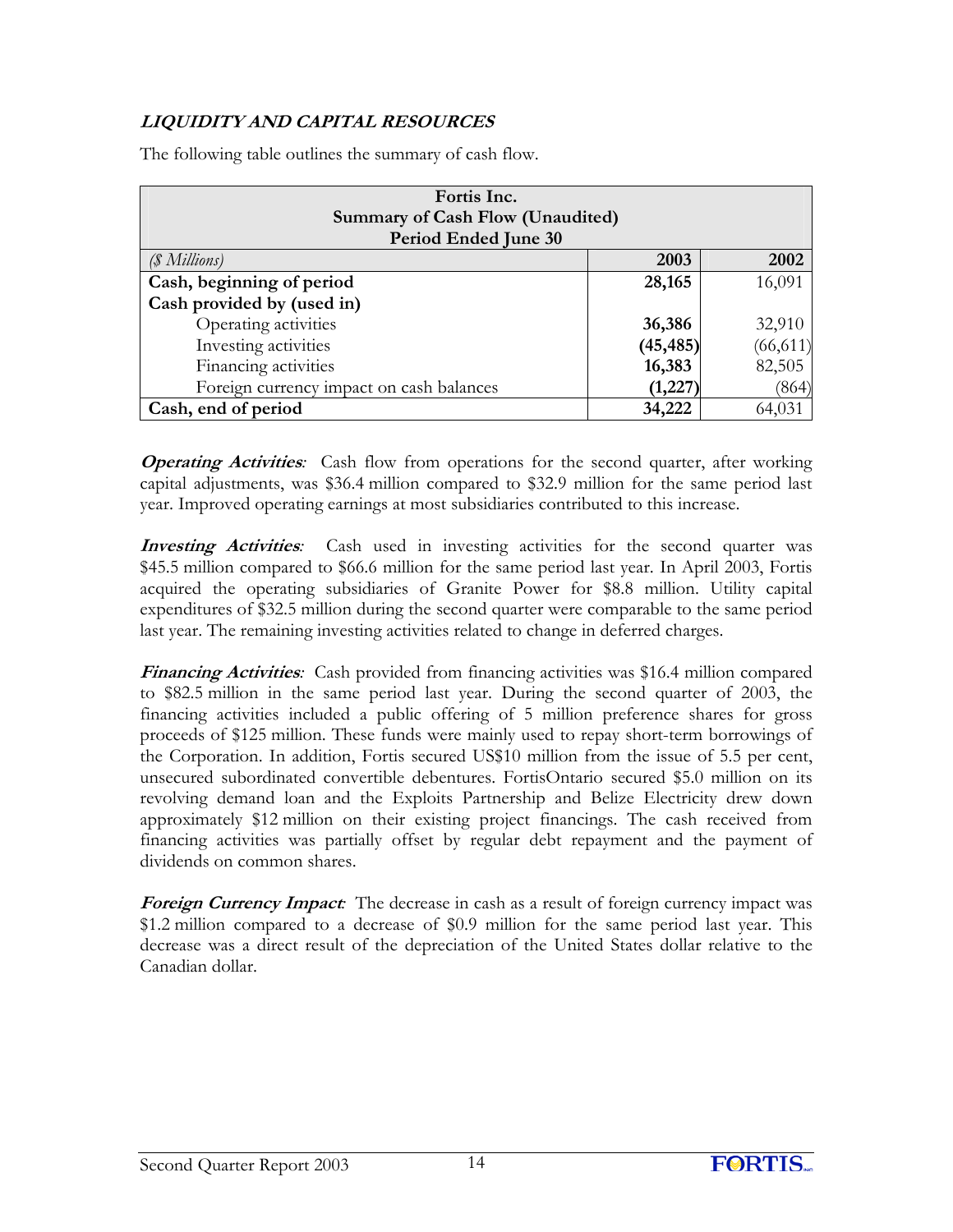## *LIQUIDITY AND CAPITAL RESOURCES*

The following table outlines the summary of cash flow.

| Fortis Inc.<br>Summary of Cash Flow (Unaudited)<br>Period Ended June 30 | | |
|---|---|---|
| *($ Millions)* | **2003** | **2002** |
| **Cash, beginning of period** | **28,165** | 16,091 |
| **Cash provided by (used in)** | | |
| Operating activities | **36,386** | 32,910 |
| Investing activities | **(45,485)** | (66,611) |
| Financing activities | **16,383** | 82,505 |
| Foreign currency impact on cash balances | **(1,227)** | (864) |
| **Cash, end of period** | **34,222** | 64,031 |

***Operating Activities**:* Cash flow from operations for the second quarter, after working capital adjustments, was $36.4 million compared to $32.9 million for the same period last year. Improved operating earnings at most subsidiaries contributed to this increase.

***Investing Activities**:* Cash used in investing activities for the second quarter was $45.5 million compared to $66.6 million for the same period last year. In April 2003, Fortis acquired the operating subsidiaries of Granite Power for $8.8 million. Utility capital expenditures of $32.5 million during the second quarter were comparable to the same period last year. The remaining investing activities related to change in deferred charges.

***Financing Activities**:* Cash provided from financing activities was $16.4 million compared to $82.5 million in the same period last year. During the second quarter of 2003, the financing activities included a public offering of 5 million preference shares for gross proceeds of $125 million. These funds were mainly used to repay short-term borrowings of the Corporation. In addition, Fortis secured US$10 million from the issue of 5.5 per cent, unsecured subordinated convertible debentures. FortisOntario secured $5.0 million on its revolving demand loan and the Exploits Partnership and Belize Electricity drew down approximately $12 million on their existing project financings. The cash received from financing activities was partially offset by regular debt repayment and the payment of dividends on common shares.

***Foreign Currency Impact**:* The decrease in cash as a result of foreign currency impact was $1.2 million compared to a decrease of $0.9 million for the same period last year. This decrease was a direct result of the depreciation of the United States dollar relative to the Canadian dollar.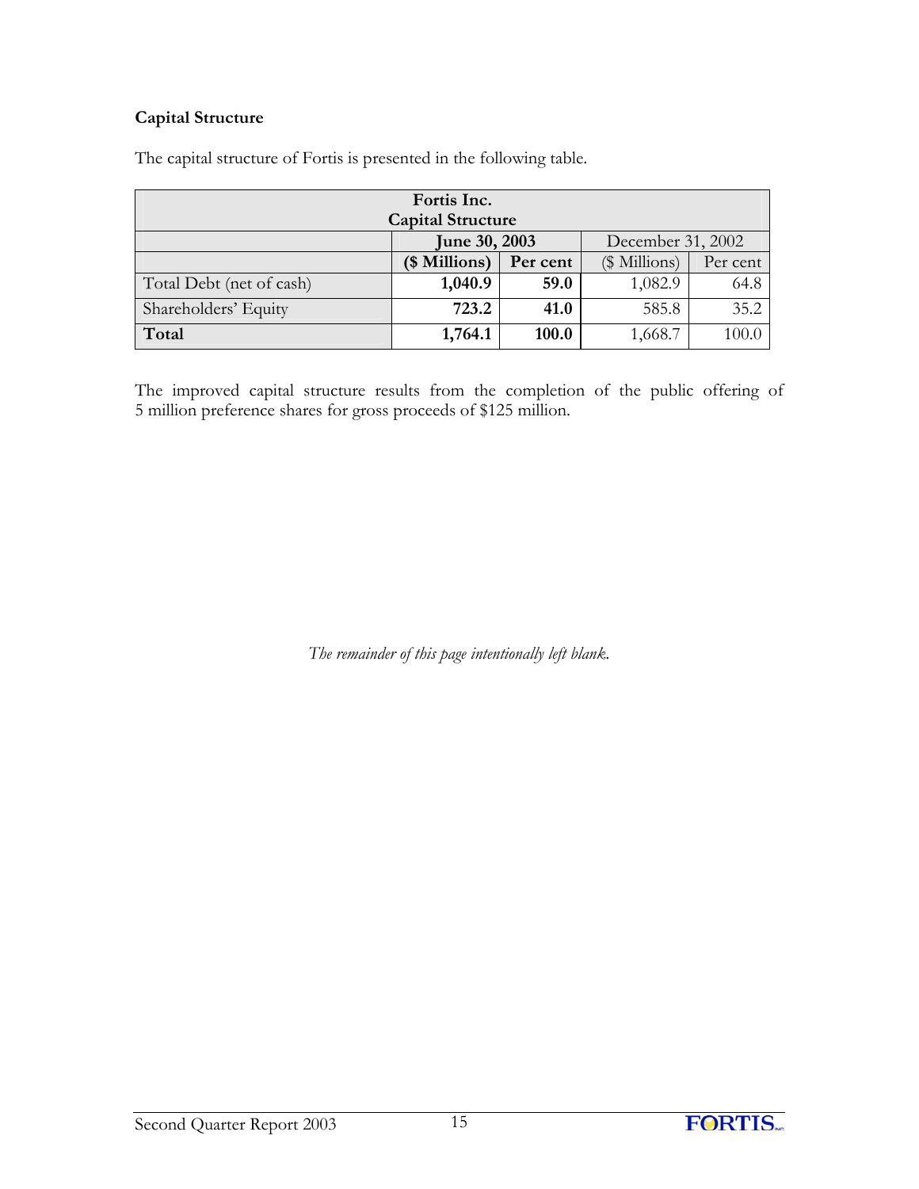**Capital Structure**

The capital structure of Fortis is presented in the following table.

| Fortis Inc. Capital Structure | | | | |
|---|---|---|---|---|
| | **June 30, 2003** | | December 31, 2002 | |
| | **($ Millions)** | **Per cent** | ($ Millions) | Per cent |
| Total Debt (net of cash) | **1,040.9** | **59.0** | 1,082.9 | 64.8 |
| Shareholders' Equity | **723.2** | **41.0** | 585.8 | 35.2 |
| **Total** | **1,764.1** | **100.0** | 1,668.7 | 100.0 |

The improved capital structure results from the completion of the public offering of 5 million preference shares for gross proceeds of $125 million.

*The remainder of this page intentionally left blank.*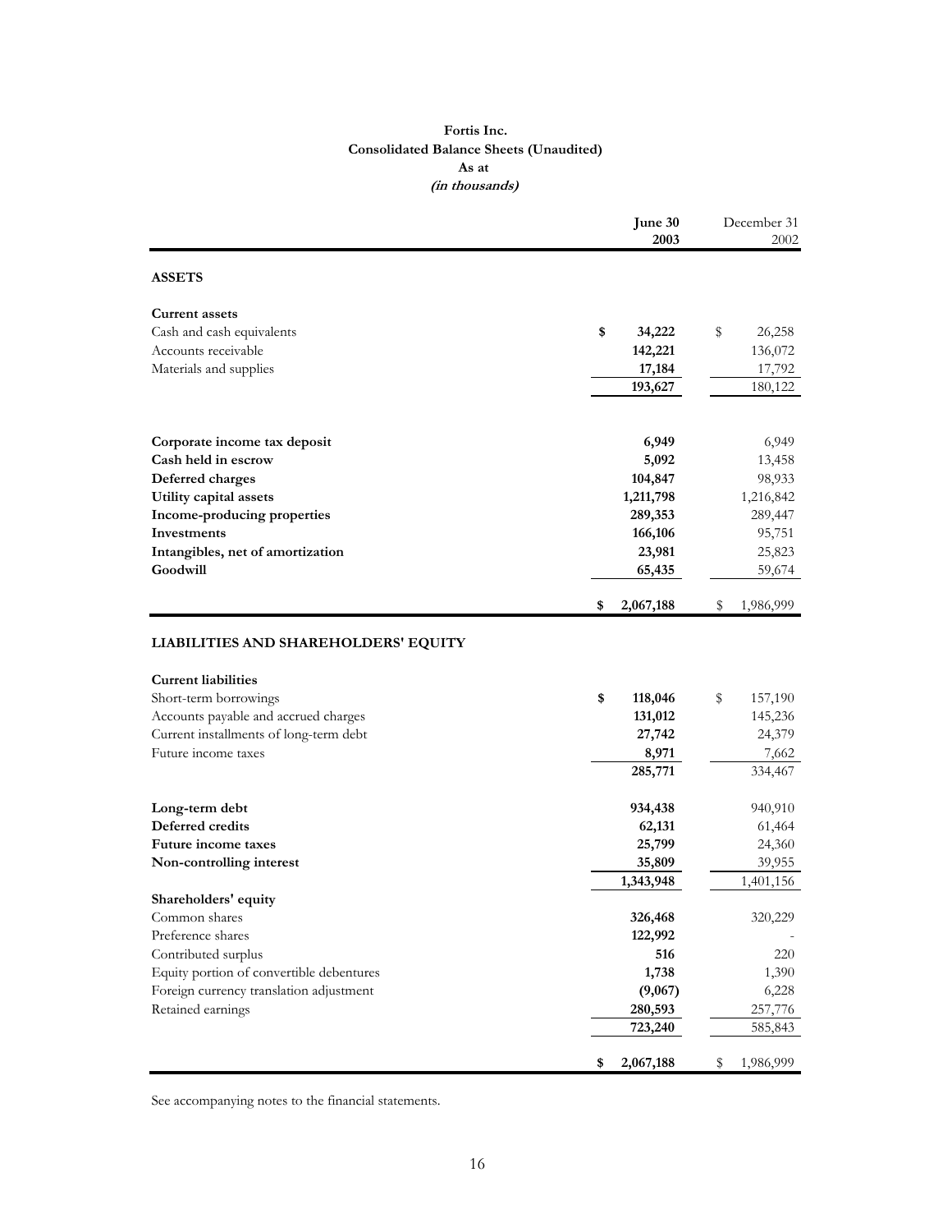**Fortis Inc.**
**Consolidated Balance Sheets (Unaudited)**
**As at**
***(in thousands)***

| | June 30 2003 | December 31 2002 |
|---|---|---|
| **ASSETS** | | |
| **Current assets** | | |
| Cash and cash equivalents | $ 34,222 | $ 26,258 |
| Accounts receivable | 142,221 | 136,072 |
| Materials and supplies | 17,184 | 17,792 |
| | 193,627 | 180,122 |
| **Corporate income tax deposit** | 6,949 | 6,949 |
| **Cash held in escrow** | 5,092 | 13,458 |
| **Deferred charges** | 104,847 | 98,933 |
| **Utility capital assets** | 1,211,798 | 1,216,842 |
| **Income-producing properties** | 289,353 | 289,447 |
| **Investments** | 166,106 | 95,751 |
| **Intangibles, net of amortization** | 23,981 | 25,823 |
| **Goodwill** | 65,435 | 59,674 |
| | $ 2,067,188 | $ 1,986,999 |
| **LIABILITIES AND SHAREHOLDERS' EQUITY** | | |
| **Current liabilities** | | |
| Short-term borrowings | $ 118,046 | $ 157,190 |
| Accounts payable and accrued charges | 131,012 | 145,236 |
| Current installments of long-term debt | 27,742 | 24,379 |
| Future income taxes | 8,971 | 7,662 |
| | 285,771 | 334,467 |
| **Long-term debt** | 934,438 | 940,910 |
| **Deferred credits** | 62,131 | 61,464 |
| **Future income taxes** | 25,799 | 24,360 |
| **Non-controlling interest** | 35,809 | 39,955 |
| | 1,343,948 | 1,401,156 |
| **Shareholders' equity** | | |
| Common shares | 326,468 | 320,229 |
| Preference shares | 122,992 | - |
| Contributed surplus | 516 | 220 |
| Equity portion of convertible debentures | 1,738 | 1,390 |
| Foreign currency translation adjustment | (9,067) | 6,228 |
| Retained earnings | 280,593 | 257,776 |
| | 723,240 | 585,843 |
| | $ 2,067,188 | $ 1,986,999 |

See accompanying notes to the financial statements.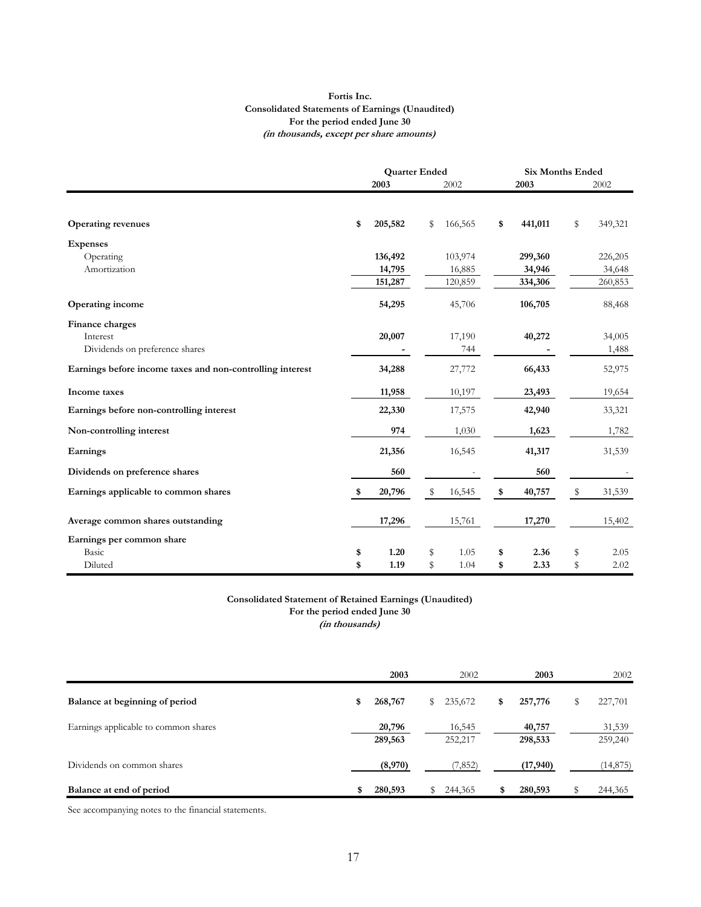**Fortis Inc.**
**Consolidated Statements of Earnings (Unaudited)**
**For the period ended June 30**
***(in thousands, except per share amounts)***

| | Quarter Ended | | Six Months Ended | |
|---|---|---|---|---|
| | **2003** | 2002 | **2003** | 2002 |
| **Operating revenues** | **$ 205,582** | $ 166,565 | **$ 441,011** | $ 349,321 |
| **Expenses** | | | | |
| Operating | **136,492** | 103,974 | **299,360** | 226,205 |
| Amortization | **14,795** | 16,885 | **34,946** | 34,648 |
| | **151,287** | 120,859 | **334,306** | 260,853 |
| **Operating income** | **54,295** | 45,706 | **106,705** | 88,468 |
| **Finance charges** | | | | |
| Interest | **20,007** | 17,190 | **40,272** | 34,005 |
| Dividends on preference shares | **-** | 744 | **-** | 1,488 |
| **Earnings before income taxes and non-controlling interest** | **34,288** | 27,772 | **66,433** | 52,975 |
| **Income taxes** | **11,958** | 10,197 | **23,493** | 19,654 |
| **Earnings before non-controlling interest** | **22,330** | 17,575 | **42,940** | 33,321 |
| **Non-controlling interest** | **974** | 1,030 | **1,623** | 1,782 |
| **Earnings** | **21,356** | 16,545 | **41,317** | 31,539 |
| **Dividends on preference shares** | **560** | - | **560** | - |
| **Earnings applicable to common shares** | **$ 20,796** | $ 16,545 | **$ 40,757** | $ 31,539 |
| **Average common shares outstanding** | **17,296** | 15,761 | **17,270** | 15,402 |
| **Earnings per common share** | | | | |
| Basic | **$ 1.20** | $ 1.05 | **$ 2.36** | $ 2.05 |
| Diluted | **$ 1.19** | $ 1.04 | **$ 2.33** | $ 2.02 |

**Consolidated Statement of Retained Earnings (Unaudited)**
**For the period ended June 30**
***(in thousands)***

| | **2003** | 2002 | **2003** | 2002 |
|---|---|---|---|---|
| **Balance at beginning of period** | **$ 268,767** | $ 235,672 | **$ 257,776** | $ 227,701 |
| Earnings applicable to common shares | **20,796** | 16,545 | **40,757** | 31,539 |
| | **289,563** | 252,217 | **298,533** | 259,240 |
| Dividends on common shares | **(8,970)** | (7,852) | **(17,940)** | (14,875) |
| **Balance at end of period** | **$ 280,593** | $ 244,365 | **$ 280,593** | $ 244,365 |

See accompanying notes to the financial statements.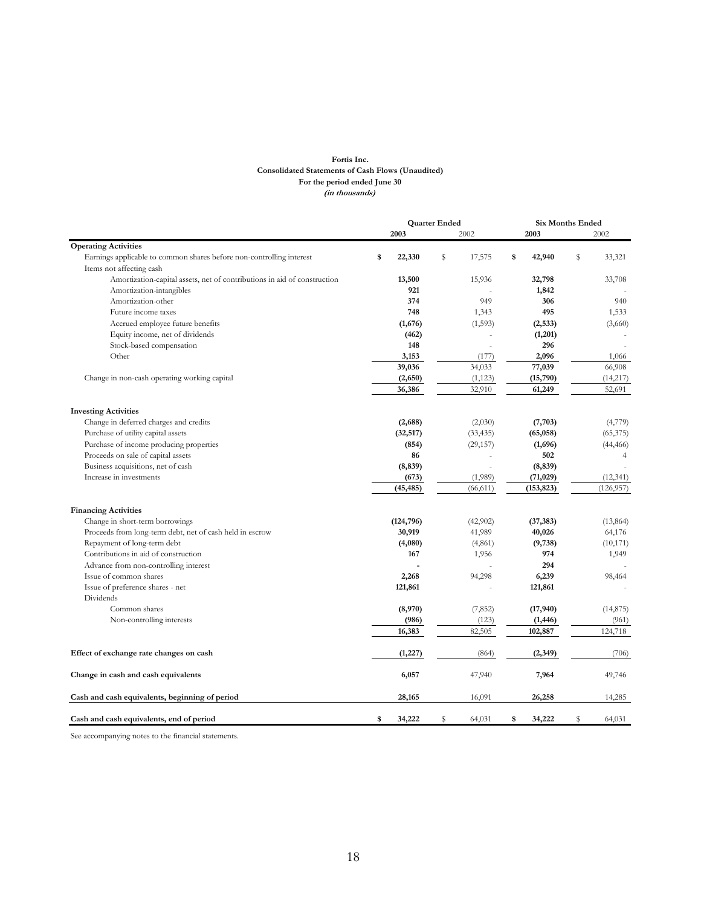**Fortis Inc.**
**Consolidated Statements of Cash Flows (Unaudited)**
**For the period ended June 30**
***(in thousands)***

| | Quarter Ended | | Six Months Ended | |
|---|---|---|---|---|
| | **2003** | 2002 | **2003** | 2002 |
| **Operating Activities** | | | | |
| Earnings applicable to common shares before non-controlling interest | **$ 22,330** | $ 17,575 | **$ 42,940** | $ 33,321 |
| Items not affecting cash | | | | |
| Amortization-capital assets, net of contributions in aid of construction | **13,500** | 15,936 | **32,798** | 33,708 |
| Amortization-intangibles | **921** | - | **1,842** | - |
| Amortization-other | **374** | 949 | **306** | 940 |
| Future income taxes | **748** | 1,343 | **495** | 1,533 |
| Accrued employee future benefits | **(1,676)** | (1,593) | **(2,533)** | (3,660) |
| Equity income, net of dividends | **(462)** | - | **(1,201)** | - |
| Stock-based compensation | **148** | - | **296** | - |
| Other | **3,153** | (177) | **2,096** | 1,066 |
| | **39,036** | 34,033 | **77,039** | 66,908 |
| Change in non-cash operating working capital | **(2,650)** | (1,123) | **(15,790)** | (14,217) |
| | **36,386** | 32,910 | **61,249** | 52,691 |
| **Investing Activities** | | | | |
| Change in deferred charges and credits | **(2,688)** | (2,030) | **(7,703)** | (4,779) |
| Purchase of utility capital assets | **(32,517)** | (33,435) | **(65,058)** | (65,375) |
| Purchase of income producing properties | **(854)** | (29,157) | **(1,696)** | (44,466) |
| Proceeds on sale of capital assets | **86** | - | **502** | 4 |
| Business acquisitions, net of cash | **(8,839)** | - | **(8,839)** | - |
| Increase in investments | **(673)** | (1,989) | **(71,029)** | (12,341) |
| | **(45,485)** | (66,611) | **(153,823)** | (126,957) |
| **Financing Activities** | | | | |
| Change in short-term borrowings | **(124,796)** | (42,902) | **(37,383)** | (13,864) |
| Proceeds from long-term debt, net of cash held in escrow | **30,919** | 41,989 | **40,026** | 64,176 |
| Repayment of long-term debt | **(4,080)** | (4,861) | **(9,738)** | (10,171) |
| Contributions in aid of construction | **167** | 1,956 | **974** | 1,949 |
| Advance from non-controlling interest | **-** | - | **294** | - |
| Issue of common shares | **2,268** | 94,298 | **6,239** | 98,464 |
| Issue of preference shares - net | **121,861** | - | **121,861** | - |
| Dividends | | | | |
| Common shares | **(8,970)** | (7,852) | **(17,940)** | (14,875) |
| Non-controlling interests | **(986)** | (123) | **(1,446)** | (961) |
| | **16,383** | 82,505 | **102,887** | 124,718 |
| **Effect of exchange rate changes on cash** | **(1,227)** | (864) | **(2,349)** | (706) |
| **Change in cash and cash equivalents** | **6,057** | 47,940 | **7,964** | 49,746 |
| **Cash and cash equivalents, beginning of period** | **28,165** | 16,091 | **26,258** | 14,285 |
| **Cash and cash equivalents, end of period** | **$ 34,222** | $ 64,031 | **$ 34,222** | $ 64,031 |

See accompanying notes to the financial statements.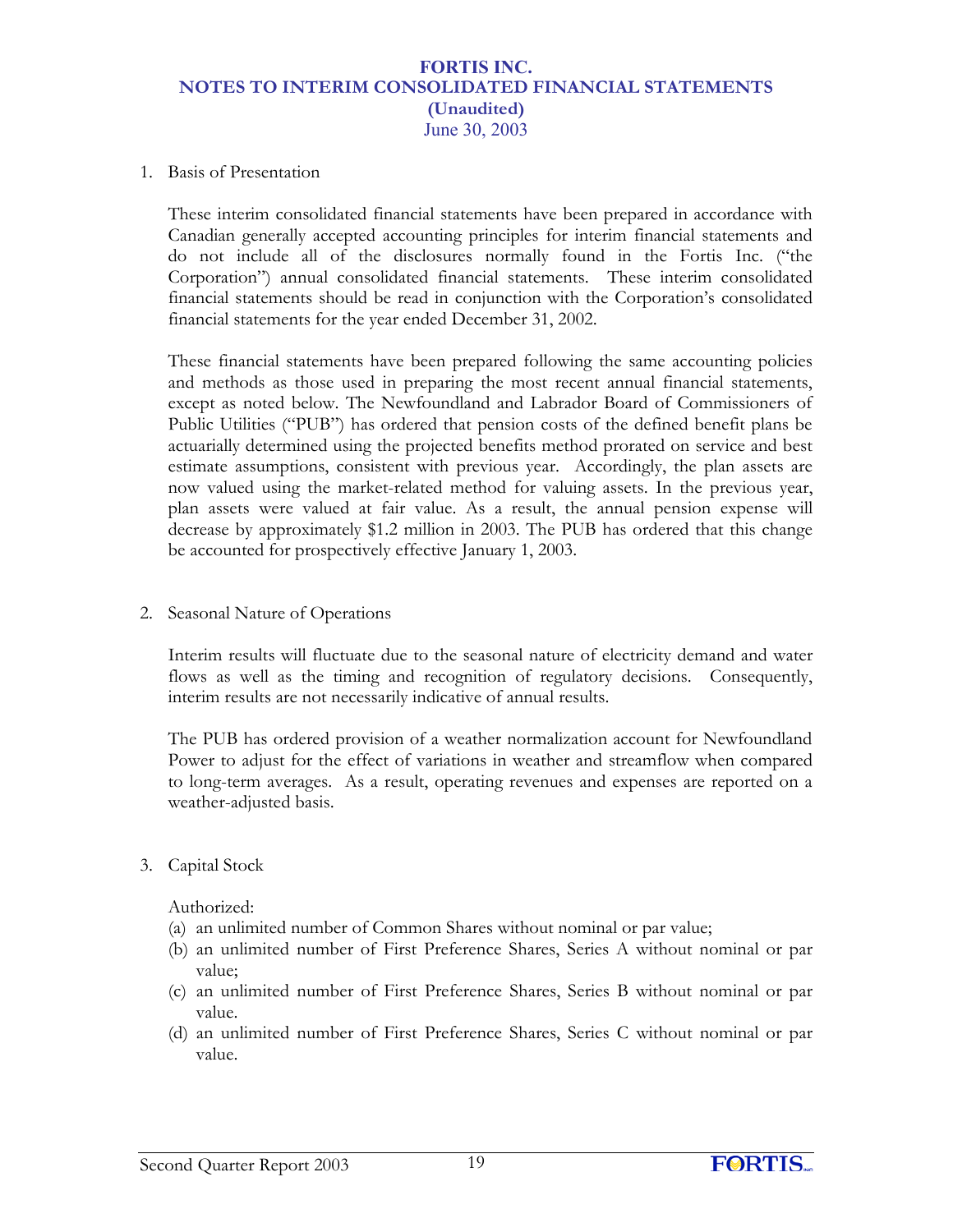# FORTIS INC.
## NOTES TO INTERIM CONSOLIDATED FINANCIAL STATEMENTS
### (Unaudited)
June 30, 2003

1. Basis of Presentation

   These interim consolidated financial statements have been prepared in accordance with Canadian generally accepted accounting principles for interim financial statements and do not include all of the disclosures normally found in the Fortis Inc. ("the Corporation") annual consolidated financial statements. These interim consolidated financial statements should be read in conjunction with the Corporation's consolidated financial statements for the year ended December 31, 2002.

   These financial statements have been prepared following the same accounting policies and methods as those used in preparing the most recent annual financial statements, except as noted below. The Newfoundland and Labrador Board of Commissioners of Public Utilities ("PUB") has ordered that pension costs of the defined benefit plans be actuarially determined using the projected benefits method prorated on service and best estimate assumptions, consistent with previous year. Accordingly, the plan assets are now valued using the market-related method for valuing assets. In the previous year, plan assets were valued at fair value. As a result, the annual pension expense will decrease by approximately $1.2 million in 2003. The PUB has ordered that this change be accounted for prospectively effective January 1, 2003.

2. Seasonal Nature of Operations

   Interim results will fluctuate due to the seasonal nature of electricity demand and water flows as well as the timing and recognition of regulatory decisions. Consequently, interim results are not necessarily indicative of annual results.

   The PUB has ordered provision of a weather normalization account for Newfoundland Power to adjust for the effect of variations in weather and streamflow when compared to long-term averages. As a result, operating revenues and expenses are reported on a weather-adjusted basis.

3. Capital Stock

   Authorized:

   (a) an unlimited number of Common Shares without nominal or par value;
   (b) an unlimited number of First Preference Shares, Series A without nominal or par value;
   (c) an unlimited number of First Preference Shares, Series B without nominal or par value.
   (d) an unlimited number of First Preference Shares, Series C without nominal or par value.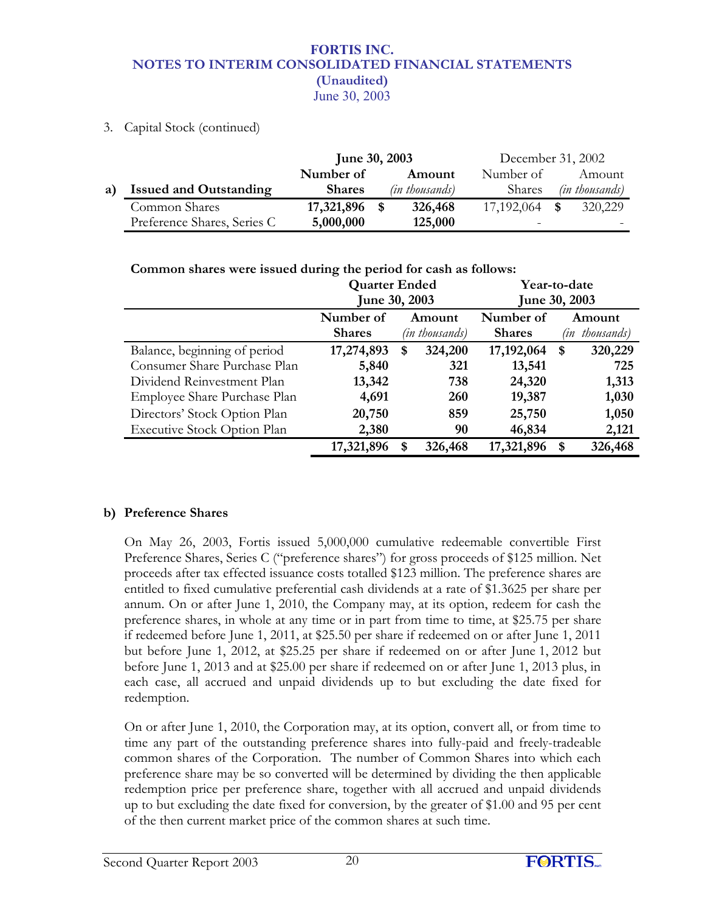3. Capital Stock (continued)

| a) Issued and Outstanding | June 30, 2003 Number of Shares | June 30, 2003 Amount *(in thousands)* | December 31, 2002 Number of Shares | December 31, 2002 Amount *(in thousands)* |
|---|---|---|---|---|
| Common Shares | **17,321,896** | **$ 326,468** | 17,192,064 | $ 320,229 |
| Preference Shares, Series C | **5,000,000** | **125,000** | - | - |

**Common shares were issued during the period for cash as follows:**

| | Quarter Ended June 30, 2003 | | Year-to-date June 30, 2003 | |
|---|---|---|---|---|
| | **Number of Shares** | **Amount** *(in thousands)* | **Number of Shares** | **Amount** *(in thousands)* |
| Balance, beginning of period | **17,274,893** | **$ 324,200** | **17,192,064** | **$ 320,229** |
| Consumer Share Purchase Plan | **5,840** | **321** | **13,541** | **725** |
| Dividend Reinvestment Plan | **13,342** | **738** | **24,320** | **1,313** |
| Employee Share Purchase Plan | **4,691** | **260** | **19,387** | **1,030** |
| Directors' Stock Option Plan | **20,750** | **859** | **25,750** | **1,050** |
| Executive Stock Option Plan | **2,380** | **90** | **46,834** | **2,121** |
| | **17,321,896** | **$ 326,468** | **17,321,896** | **$ 326,468** |

**b) Preference Shares**

On May 26, 2003, Fortis issued 5,000,000 cumulative redeemable convertible First Preference Shares, Series C ("preference shares") for gross proceeds of $125 million. Net proceeds after tax effected issuance costs totalled $123 million. The preference shares are entitled to fixed cumulative preferential cash dividends at a rate of $1.3625 per share per annum. On or after June 1, 2010, the Company may, at its option, redeem for cash the preference shares, in whole at any time or in part from time to time, at $25.75 per share if redeemed before June 1, 2011, at $25.50 per share if redeemed on or after June 1, 2011 but before June 1, 2012, at $25.25 per share if redeemed on or after June 1, 2012 but before June 1, 2013 and at $25.00 per share if redeemed on or after June 1, 2013 plus, in each case, all accrued and unpaid dividends up to but excluding the date fixed for redemption.

On or after June 1, 2010, the Corporation may, at its option, convert all, or from time to time any part of the outstanding preference shares into fully-paid and freely-tradeable common shares of the Corporation. The number of Common Shares into which each preference share may be so converted will be determined by dividing the then applicable redemption price per preference share, together with all accrued and unpaid dividends up to but excluding the date fixed for conversion, by the greater of $1.00 and 95 per cent of the then current market price of the common shares at such time.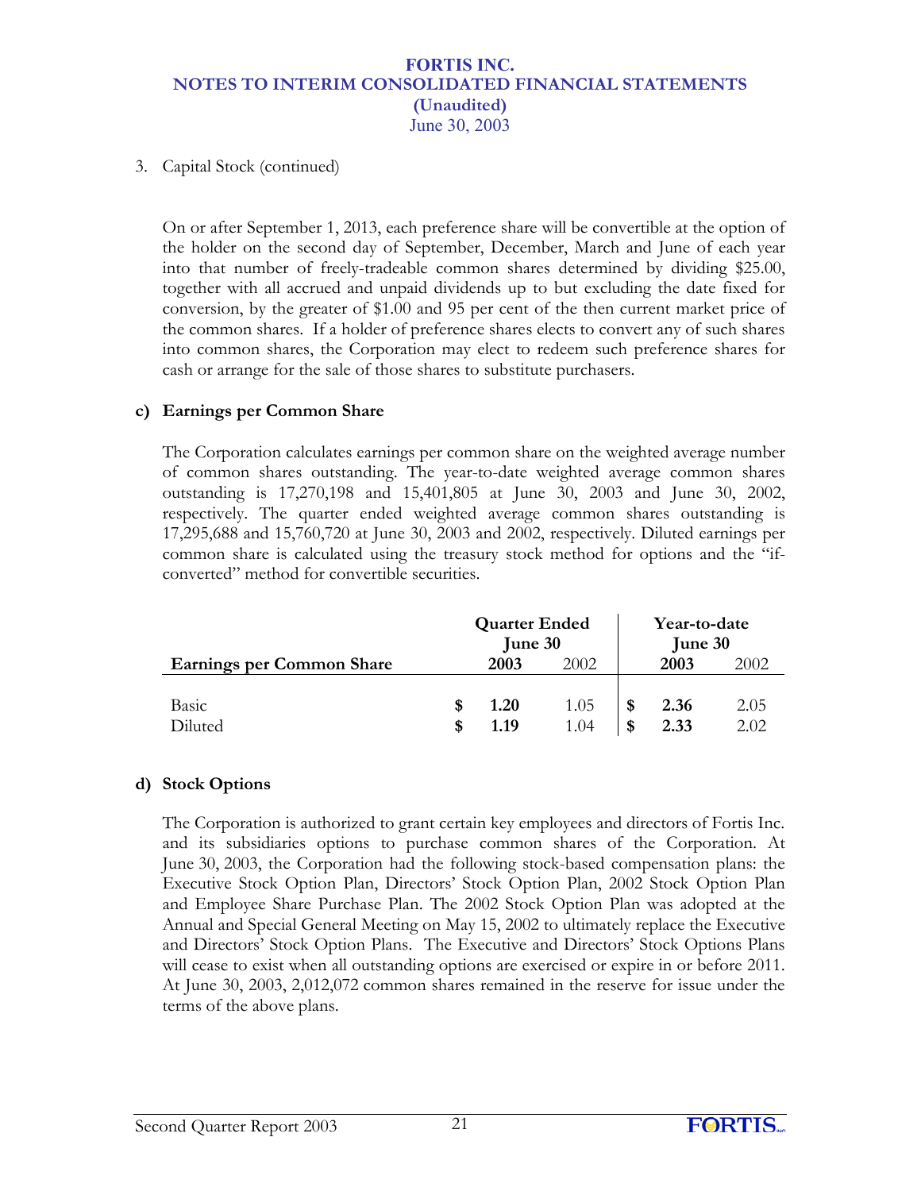3. Capital Stock (continued)

On or after September 1, 2013, each preference share will be convertible at the option of the holder on the second day of September, December, March and June of each year into that number of freely-tradeable common shares determined by dividing $25.00, together with all accrued and unpaid dividends up to but excluding the date fixed for conversion, by the greater of $1.00 and 95 per cent of the then current market price of the common shares. If a holder of preference shares elects to convert any of such shares into common shares, the Corporation may elect to redeem such preference shares for cash or arrange for the sale of those shares to substitute purchasers.

**c) Earnings per Common Share**

The Corporation calculates earnings per common share on the weighted average number of common shares outstanding. The year-to-date weighted average common shares outstanding is 17,270,198 and 15,401,805 at June 30, 2003 and June 30, 2002, respectively. The quarter ended weighted average common shares outstanding is 17,295,688 and 15,760,720 at June 30, 2003 and 2002, respectively. Diluted earnings per common share is calculated using the treasury stock method for options and the "if-converted" method for convertible securities.

| | Quarter Ended June 30 | | Year-to-date June 30 | |
|---|---|---|---|---|
| **Earnings per Common Share** | **2003** | 2002 | **2003** | 2002 |
| Basic | **$ 1.20** | 1.05 | **$ 2.36** | 2.05 |
| Diluted | **$ 1.19** | 1.04 | **$ 2.33** | 2.02 |

**d) Stock Options**

The Corporation is authorized to grant certain key employees and directors of Fortis Inc. and its subsidiaries options to purchase common shares of the Corporation. At June 30, 2003, the Corporation had the following stock-based compensation plans: the Executive Stock Option Plan, Directors' Stock Option Plan, 2002 Stock Option Plan and Employee Share Purchase Plan. The 2002 Stock Option Plan was adopted at the Annual and Special General Meeting on May 15, 2002 to ultimately replace the Executive and Directors' Stock Option Plans. The Executive and Directors' Stock Options Plans will cease to exist when all outstanding options are exercised or expire in or before 2011. At June 30, 2003, 2,012,072 common shares remained in the reserve for issue under the terms of the above plans.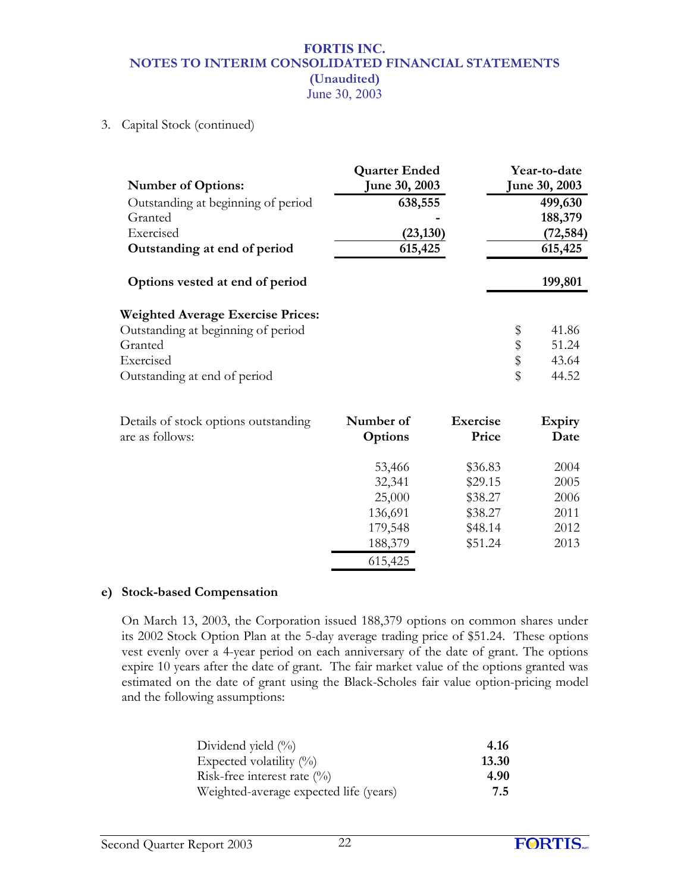# FORTIS INC.
## NOTES TO INTERIM CONSOLIDATED FINANCIAL STATEMENTS
### (Unaudited)
### June 30, 2003

3. Capital Stock (continued)

| Number of Options: | Quarter Ended June 30, 2003 | Year-to-date June 30, 2003 |
|---|---|---|
| Outstanding at beginning of period | 638,555 | 499,630 |
| Granted | - | 188,379 |
| Exercised | (23,130) | (72,584) |
| **Outstanding at end of period** | 615,425 | 615,425 |
| **Options vested at end of period** | | 199,801 |
| **Weighted Average Exercise Prices:** | | |
| Outstanding at beginning of period | | $ 41.86 |
| Granted | | $ 51.24 |
| Exercised | | $ 43.64 |
| Outstanding at end of period | | $ 44.52 |

| Details of stock options outstanding are as follows: | Number of Options | Exercise Price | Expiry Date |
|---|---|---|---|
| | 53,466 | $36.83 | 2004 |
| | 32,341 | $29.15 | 2005 |
| | 25,000 | $38.27 | 2006 |
| | 136,691 | $38.27 | 2011 |
| | 179,548 | $48.14 | 2012 |
| | 188,379 | $51.24 | 2013 |
| | 615,425 | | |

**e) Stock-based Compensation**

On March 13, 2003, the Corporation issued 188,379 options on common shares under its 2002 Stock Option Plan at the 5-day average trading price of $51.24. These options vest evenly over a 4-year period on each anniversary of the date of grant. The options expire 10 years after the date of grant. The fair market value of the options granted was estimated on the date of grant using the Black-Scholes fair value option-pricing model and the following assumptions:

| | |
|---|---|
| Dividend yield (%) | **4.16** |
| Expected volatility (%) | **13.30** |
| Risk-free interest rate (%) | **4.90** |
| Weighted-average expected life (years) | **7.5** |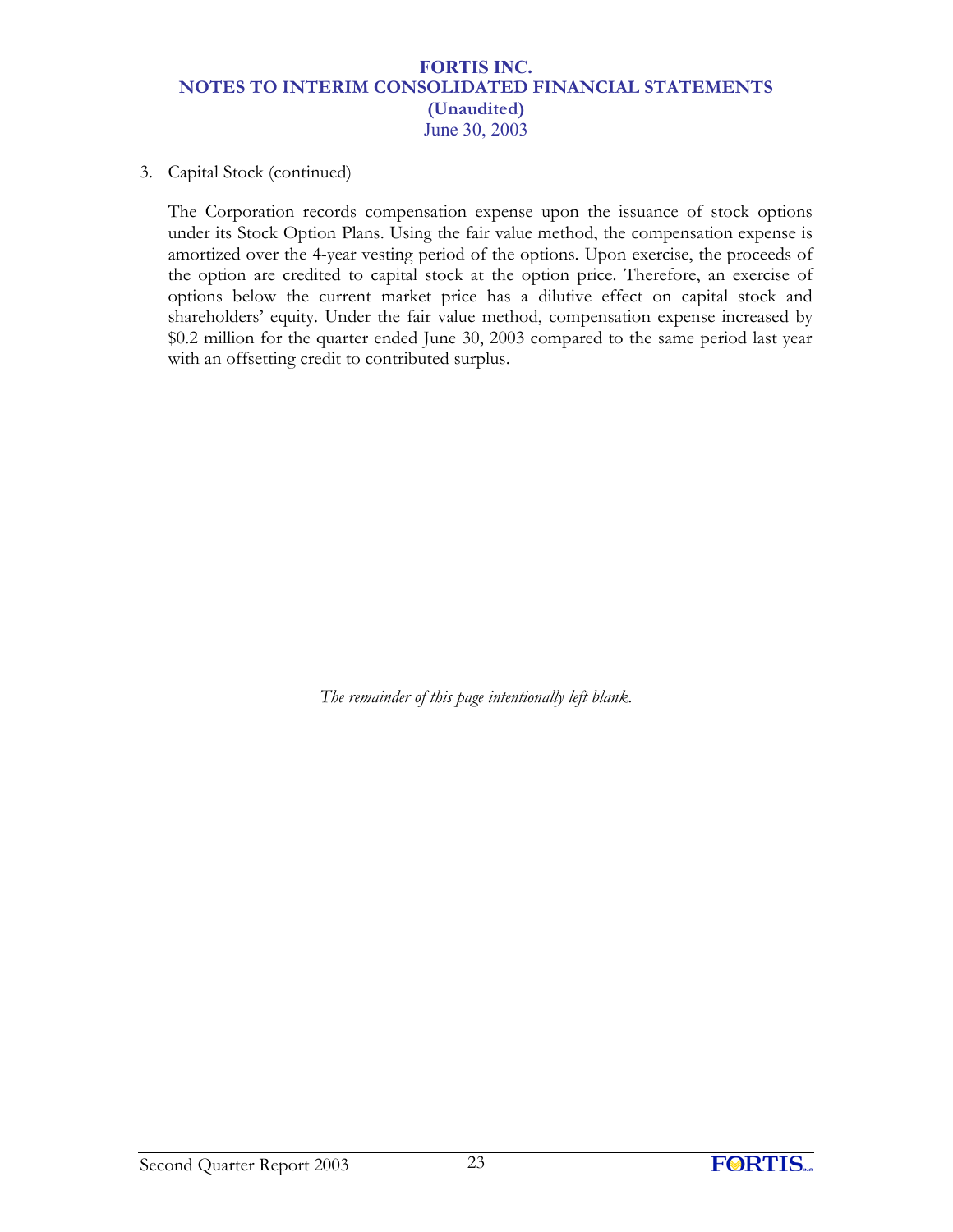3. Capital Stock (continued)

The Corporation records compensation expense upon the issuance of stock options under its Stock Option Plans. Using the fair value method, the compensation expense is amortized over the 4-year vesting period of the options. Upon exercise, the proceeds of the option are credited to capital stock at the option price. Therefore, an exercise of options below the current market price has a dilutive effect on capital stock and shareholders' equity. Under the fair value method, compensation expense increased by $0.2 million for the quarter ended June 30, 2003 compared to the same period last year with an offsetting credit to contributed surplus.

*The remainder of this page intentionally left blank.*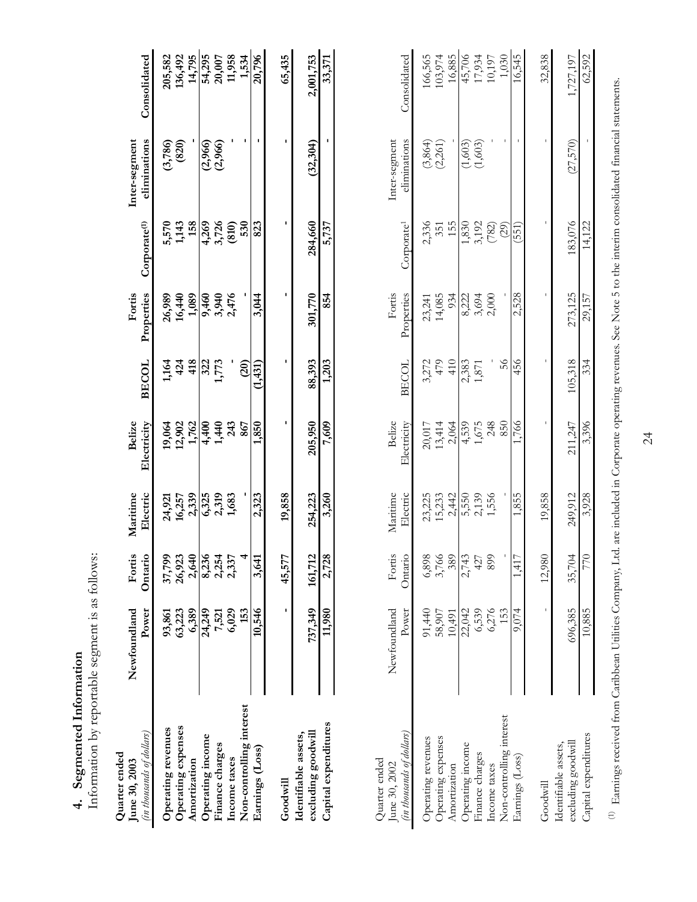## 4. Segmented Information

Information by reportable segment is as follows:

| **Quarter ended June 30, 2003** *(in thousands of dollars)* | **Newfoundland Power** | **Fortis Ontario** | **Maritime Electric** | **Belize Electricity** | **BECOL** | **Fortis Properties** | **Corporate[1]** | **Inter-segment eliminations** | **Consolidated** |
|---|---|---|---|---|---|---|---|---|---|
| **Operating revenues** | **93,861** | **37,799** | **24,921** | **19,064** | **1,164** | **26,989** | **5,570** | **(3,786)** | **205,582** |
| **Operating expenses** | **63,223** | **26,923** | **16,257** | **12,902** | **424** | **16,440** | **1,143** | **(820)** | **136,492** |
| **Amortization** | **6,389** | **2,640** | **2,339** | **1,762** | **418** | **1,089** | **158** | **-** | **14,795** |
| **Operating income** | **24,249** | **8,236** | **6,325** | **4,400** | **322** | **9,460** | **4,269** | **(2,966)** | **54,295** |
| **Finance charges** | **7,521** | **2,254** | **2,319** | **1,440** | **1,773** | **3,940** | **3,726** | **(2,966)** | **20,007** |
| **Income taxes** | **6,029** | **2,337** | **1,683** | **243** | **-** | **2,476** | **(810)** | **-** | **11,958** |
| **Non-controlling interest** | **153** | **4** | **-** | **867** | **(20)** | **-** | **530** | **-** | **1,534** |
| **Earnings (Loss)** | **10,546** | **3,641** | **2,323** | **1,850** | **(1,431)** | **3,044** | **823** | **-** | **20,796** |
| **Goodwill** | **-** | **45,577** | **19,858** | **-** | **-** | **-** | **-** | **-** | **65,435** |
| **Identifiable assets, excluding goodwill** | **737,349** | **161,712** | **254,223** | **205,950** | **88,393** | **301,770** | **284,660** | **(32,304)** | **2,001,753** |
| **Capital expenditures** | **11,980** | **2,728** | **3,260** | **7,609** | **1,203** | **854** | **5,737** | **-** | **33,371** |

| Quarter ended June 30, 2002 *(in thousands of dollars)* | Newfoundland Power | Fortis Ontario | Maritime Electric | Belize Electricity | BECOL | Fortis Properties | Corporate[1] | Inter-segment eliminations | Consolidated |
|---|---|---|---|---|---|---|---|---|---|
| Operating revenues | 91,440 | 6,898 | 23,225 | 20,017 | 3,272 | 23,241 | 2,336 | (3,864) | 166,565 |
| Operating expenses | 58,907 | 3,766 | 15,233 | 13,414 | 479 | 14,085 | 351 | (2,261) | 103,974 |
| Amortization | 10,491 | 389 | 2,442 | 2,064 | 410 | 934 | 155 | - | 16,885 |
| Operating income | 22,042 | 2,743 | 5,550 | 4,539 | 2,383 | 8,222 | 1,830 | (1,603) | 45,706 |
| Finance charges | 6,539 | 427 | 2,139 | 1,675 | 1,871 | 3,694 | 3,192 | (1,603) | 17,934 |
| Income taxes | 6,276 | 899 | 1,556 | 248 | - | 2,000 | (782) | - | 10,197 |
| Non-controlling interest | 153 | - | - | 850 | 56 | - | (29) | - | 1,030 |
| Earnings (Loss) | 9,074 | 1,417 | 1,855 | 1,766 | 456 | 2,528 | (551) | - | 16,545 |
| Goodwill | - | 12,980 | 19,858 | - | - | - | - | - | 32,838 |
| Identifiable assets, excluding goodwill | 696,385 | 35,704 | 249,912 | 211,247 | 105,318 | 273,125 | 183,076 | (27,570) | 1,727,197 |
| Capital expenditures | 10,885 | 770 | 3,928 | 3,396 | 334 | 29,157 | 14,122 | - | 62,592 |

[1] Earnings received from Caribbean Utilities Company, Ltd. are included in Corporate operating revenues. See Note 5 to the interim consolidated financial statements.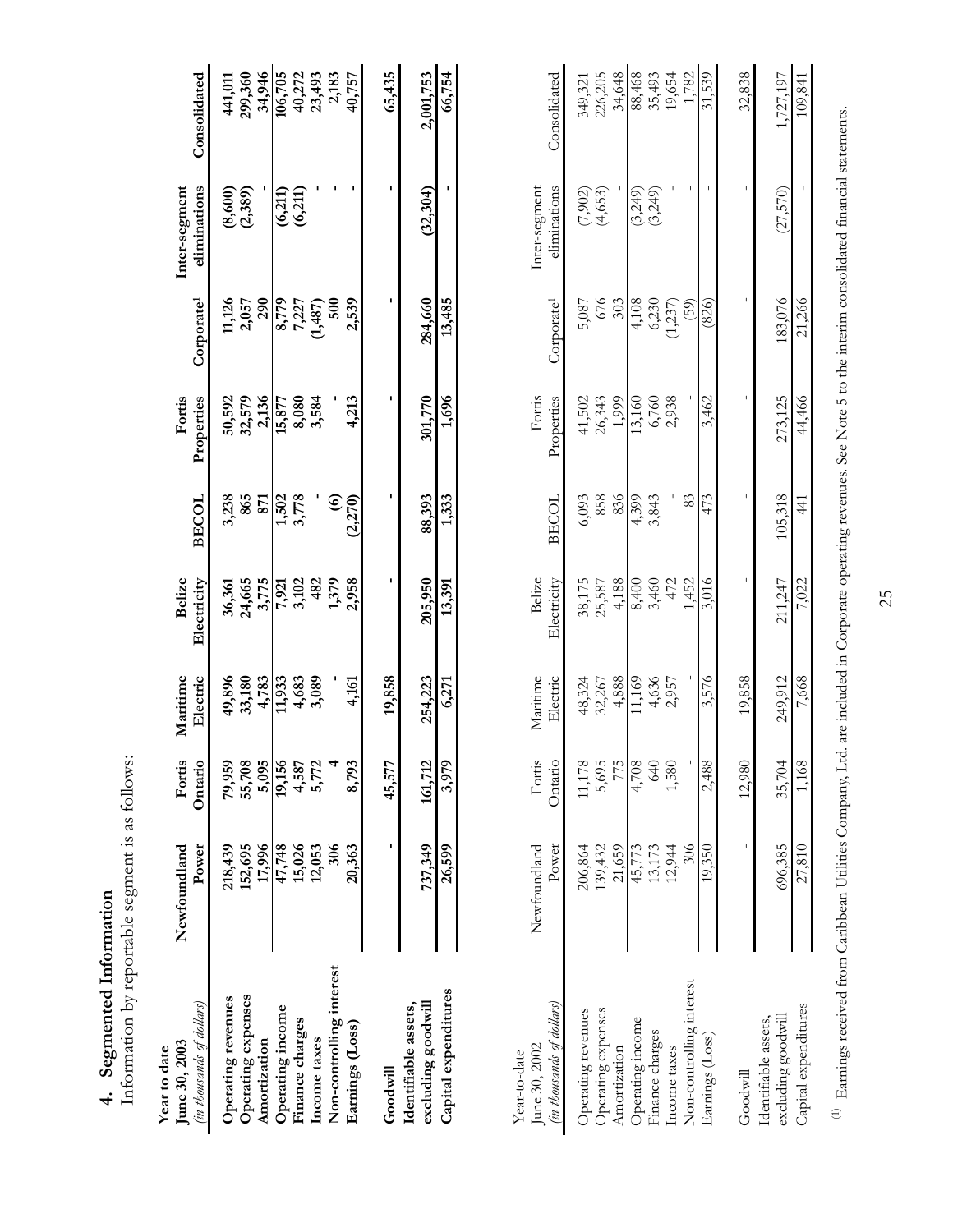## 4. Segmented Information

Information by reportable segment is as follows:

| **Year to date June 30, 2003** *(in thousands of dollars)* | **Newfoundland Power** | **Fortis Ontario** | **Maritime Electric** | **Belize Electricity** | **BECOL** | **Fortis Properties** | **Corporate[1]** | **Inter-segment eliminations** | **Consolidated** |
|---|---|---|---|---|---|---|---|---|---|
| **Operating revenues** | **218,439** | **79,959** | **49,896** | **36,361** | **3,238** | **50,592** | **11,126** | **(8,600)** | **441,011** |
| **Operating expenses** | **152,695** | **55,708** | **33,180** | **24,665** | **865** | **32,579** | **2,057** | **(2,389)** | **299,360** |
| **Amortization** | **17,996** | **5,095** | **4,783** | **3,775** | **871** | **2,136** | **290** | **-** | **34,946** |
| **Operating income** | **47,748** | **19,156** | **11,933** | **7,921** | **1,502** | **15,877** | **8,779** | **(6,211)** | **106,705** |
| **Finance charges** | **15,026** | **4,587** | **4,683** | **3,102** | **3,778** | **8,080** | **7,227** | **(6,211)** | **40,272** |
| **Income taxes** | **12,053** | **5,772** | **3,089** | **482** | **-** | **3,584** | **(1,487)** | **-** | **23,493** |
| **Non-controlling interest** | **306** | **4** | **-** | **1,379** | **(6)** | **-** | **500** | **-** | **2,183** |
| **Earnings (Loss)** | **20,363** | **8,793** | **4,161** | **2,958** | **(2,270)** | **4,213** | **2,539** | **-** | **40,757** |
| | | | | | | | | | |
| **Goodwill** | **-** | **45,577** | **19,858** | **-** | **-** | **-** | **-** | **-** | **65,435** |
| **Identifiable assets, excluding goodwill** | **737,349** | **161,712** | **254,223** | **205,950** | **88,393** | **301,770** | **284,660** | **(32,304)** | **2,001,753** |
| **Capital expenditures** | **26,599** | **3,979** | **6,271** | **13,391** | **1,333** | **1,696** | **13,485** | **-** | **66,754** |

| Year-to-date June 30, 2002 *(in thousands of dollars)* | Newfoundland Power | Fortis Ontario | Maritime Electric | Belize Electricity | BECOL | Fortis Properties | Corporate[1] | Inter-segment eliminations | Consolidated |
|---|---|---|---|---|---|---|---|---|---|
| Operating revenues | 206,864 | 11,178 | 48,324 | 38,175 | 6,093 | 41,502 | 5,087 | (7,902) | 349,321 |
| Operating expenses | 139,432 | 5,695 | 32,267 | 25,587 | 858 | 26,343 | 676 | (4,653) | 226,205 |
| Amortization | 21,659 | 775 | 4,888 | 4,188 | 836 | 1,999 | 303 | - | 34,648 |
| Operating income | 45,773 | 4,708 | 11,169 | 8,400 | 4,399 | 13,160 | 4,108 | (3,249) | 88,468 |
| Finance charges | 13,173 | 640 | 4,636 | 3,460 | 3,843 | 6,760 | 6,230 | (3,249) | 35,493 |
| Income taxes | 12,944 | 1,580 | 2,957 | 472 | - | 2,938 | (1,237) | - | 19,654 |
| Non-controlling interest | 306 | - | - | 1,452 | 83 | - | (59) | - | 1,782 |
| Earnings (Loss) | 19,350 | 2,488 | 3,576 | 3,016 | 473 | 3,462 | (826) | - | 31,539 |
| | | | | | | | | | |
| Goodwill | - | 12,980 | 19,858 | - | - | - | - | - | 32,838 |
| Identifiable assets, excluding goodwill | 696,385 | 35,704 | 249,912 | 211,247 | 105,318 | 273,125 | 183,076 | (27,570) | 1,727,197 |
| Capital expenditures | 27,810 | 1,168 | 7,668 | 7,022 | 441 | 44,466 | 21,266 | - | 109,841 |

[1] Earnings received from Caribbean Utilities Company, Ltd. are included in Corporate operating revenues. See Note 5 to the interim consolidated financial statements.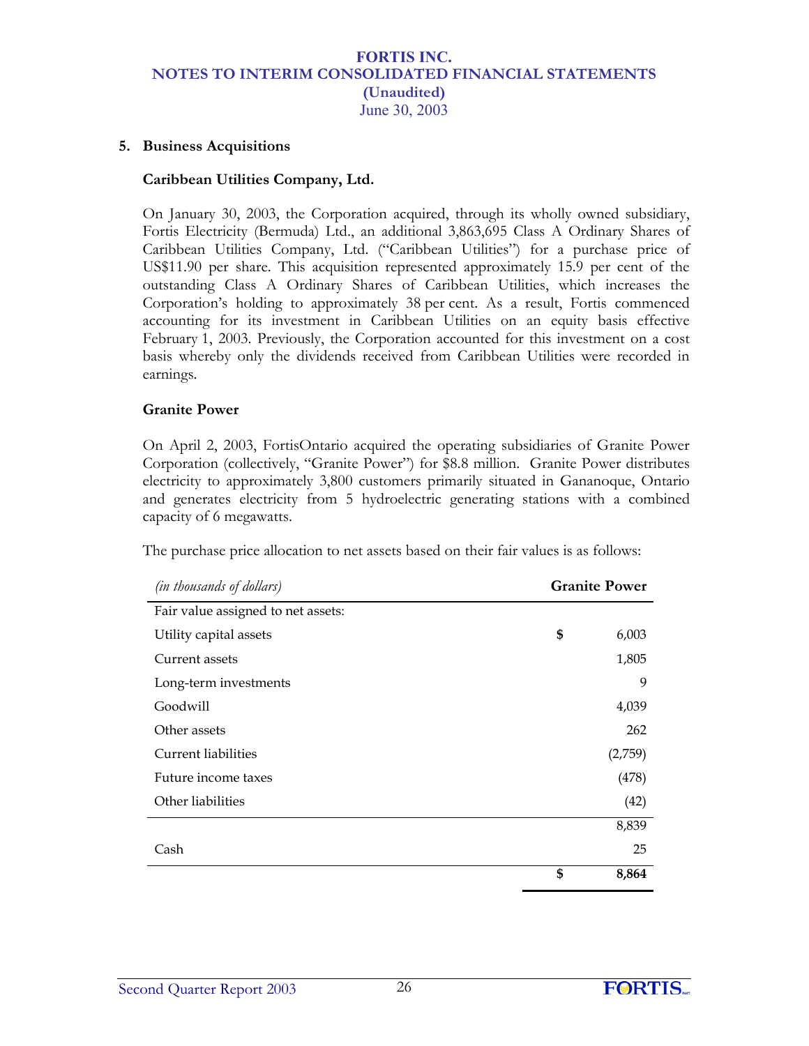## 5. Business Acquisitions

### Caribbean Utilities Company, Ltd.

On January 30, 2003, the Corporation acquired, through its wholly owned subsidiary, Fortis Electricity (Bermuda) Ltd., an additional 3,863,695 Class A Ordinary Shares of Caribbean Utilities Company, Ltd. ("Caribbean Utilities") for a purchase price of US$11.90 per share. This acquisition represented approximately 15.9 per cent of the outstanding Class A Ordinary Shares of Caribbean Utilities, which increases the Corporation's holding to approximately 38 per cent. As a result, Fortis commenced accounting for its investment in Caribbean Utilities on an equity basis effective February 1, 2003. Previously, the Corporation accounted for this investment on a cost basis whereby only the dividends received from Caribbean Utilities were recorded in earnings.

### Granite Power

On April 2, 2003, FortisOntario acquired the operating subsidiaries of Granite Power Corporation (collectively, "Granite Power") for $8.8 million. Granite Power distributes electricity to approximately 3,800 customers primarily situated in Gananoque, Ontario and generates electricity from 5 hydroelectric generating stations with a combined capacity of 6 megawatts.

The purchase price allocation to net assets based on their fair values is as follows:

| *(in thousands of dollars)* | **Granite Power** |
|---|---|
| Fair value assigned to net assets: | |
| Utility capital assets | $ 6,003 |
| Current assets | 1,805 |
| Long-term investments | 9 |
| Goodwill | 4,039 |
| Other assets | 262 |
| Current liabilities | (2,759) |
| Future income taxes | (478) |
| Other liabilities | (42) |
| | 8,839 |
| Cash | 25 |
| | **$ 8,864** |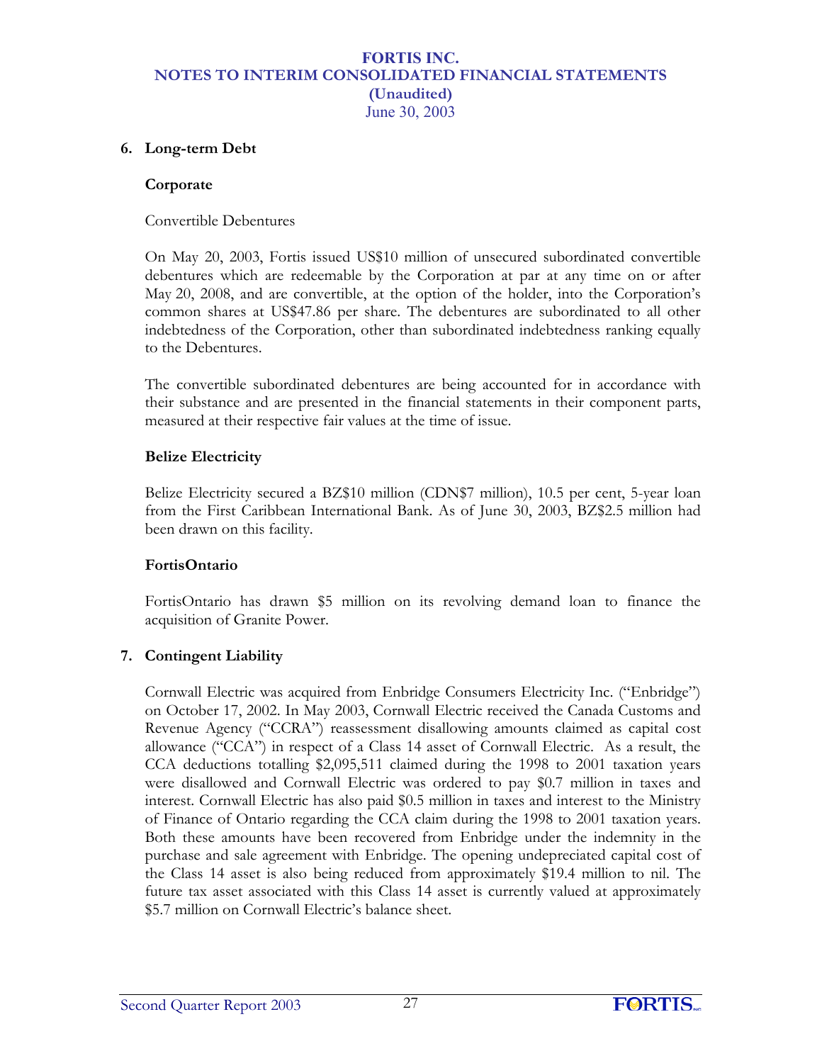# FORTIS INC.
## NOTES TO INTERIM CONSOLIDATED FINANCIAL STATEMENTS
### (Unaudited)
June 30, 2003

## 6. Long-term Debt

### Corporate

Convertible Debentures

On May 20, 2003, Fortis issued US$10 million of unsecured subordinated convertible debentures which are redeemable by the Corporation at par at any time on or after May 20, 2008, and are convertible, at the option of the holder, into the Corporation's common shares at US$47.86 per share. The debentures are subordinated to all other indebtedness of the Corporation, other than subordinated indebtedness ranking equally to the Debentures.

The convertible subordinated debentures are being accounted for in accordance with their substance and are presented in the financial statements in their component parts, measured at their respective fair values at the time of issue.

### Belize Electricity

Belize Electricity secured a BZ$10 million (CDN$7 million), 10.5 per cent, 5-year loan from the First Caribbean International Bank. As of June 30, 2003, BZ$2.5 million had been drawn on this facility.

### FortisOntario

FortisOntario has drawn $5 million on its revolving demand loan to finance the acquisition of Granite Power.

## 7. Contingent Liability

Cornwall Electric was acquired from Enbridge Consumers Electricity Inc. ("Enbridge") on October 17, 2002. In May 2003, Cornwall Electric received the Canada Customs and Revenue Agency ("CCRA") reassessment disallowing amounts claimed as capital cost allowance ("CCA") in respect of a Class 14 asset of Cornwall Electric. As a result, the CCA deductions totalling $2,095,511 claimed during the 1998 to 2001 taxation years were disallowed and Cornwall Electric was ordered to pay $0.7 million in taxes and interest. Cornwall Electric has also paid $0.5 million in taxes and interest to the Ministry of Finance of Ontario regarding the CCA claim during the 1998 to 2001 taxation years. Both these amounts have been recovered from Enbridge under the indemnity in the purchase and sale agreement with Enbridge. The opening undepreciated capital cost of the Class 14 asset is also being reduced from approximately $19.4 million to nil. The future tax asset associated with this Class 14 asset is currently valued at approximately $5.7 million on Cornwall Electric's balance sheet.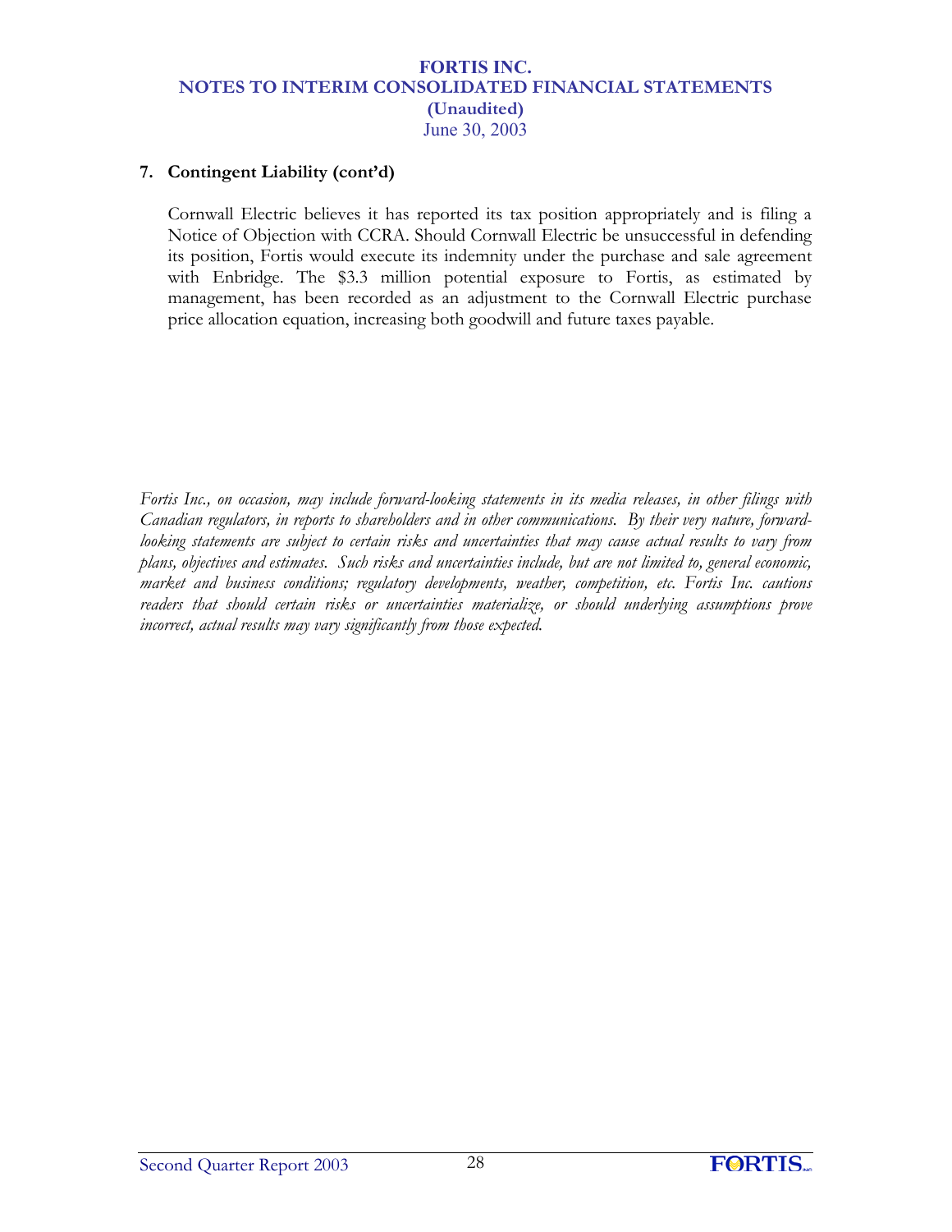### 7. Contingent Liability (cont'd)

Cornwall Electric believes it has reported its tax position appropriately and is filing a Notice of Objection with CCRA. Should Cornwall Electric be unsuccessful in defending its position, Fortis would execute its indemnity under the purchase and sale agreement with Enbridge. The $3.3 million potential exposure to Fortis, as estimated by management, has been recorded as an adjustment to the Cornwall Electric purchase price allocation equation, increasing both goodwill and future taxes payable.

*Fortis Inc., on occasion, may include forward-looking statements in its media releases, in other filings with Canadian regulators, in reports to shareholders and in other communications. By their very nature, forward-looking statements are subject to certain risks and uncertainties that may cause actual results to vary from plans, objectives and estimates. Such risks and uncertainties include, but are not limited to, general economic, market and business conditions; regulatory developments, weather, competition, etc. Fortis Inc. cautions readers that should certain risks or uncertainties materialize, or should underlying assumptions prove incorrect, actual results may vary significantly from those expected.*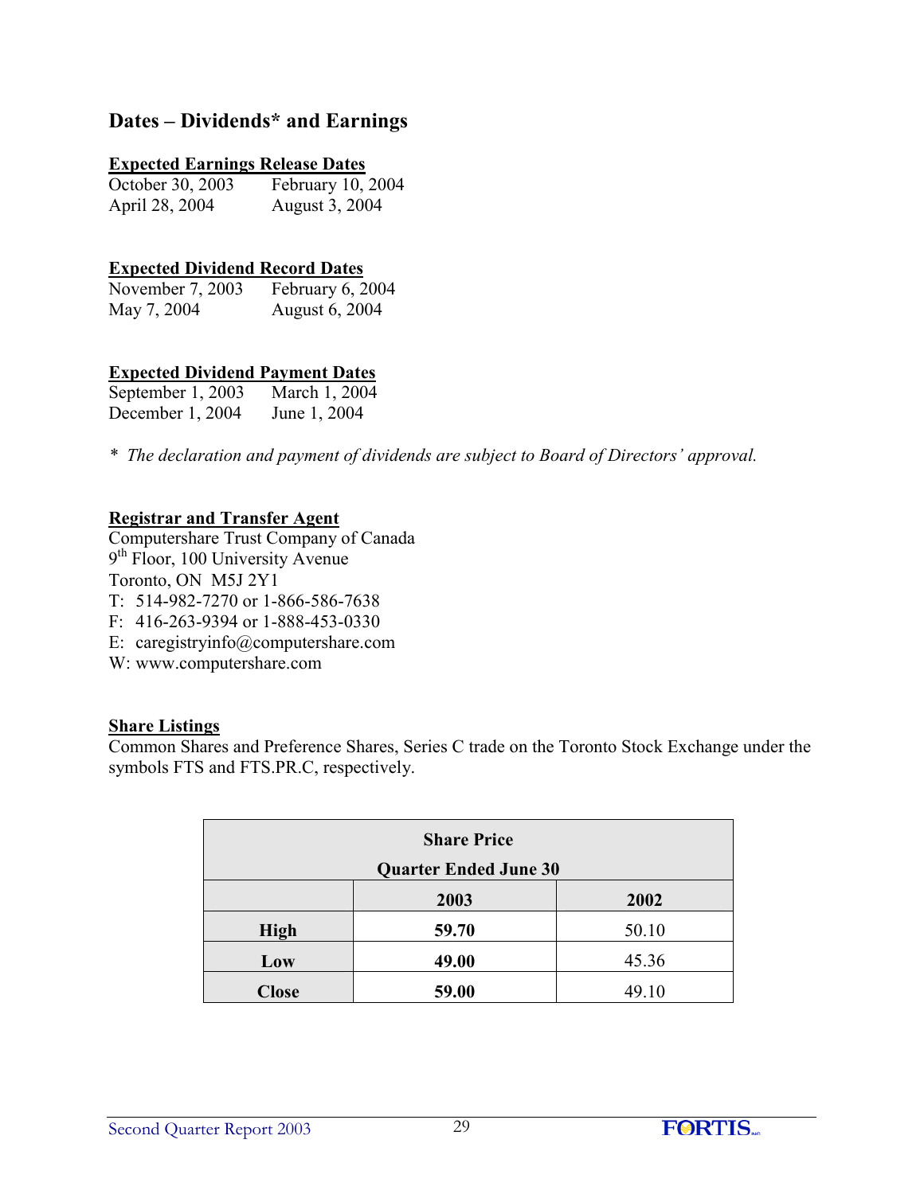## Dates – Dividends* and Earnings

**Expected Earnings Release Dates**

| | |
|---|---|
| October 30, 2003 | February 10, 2004 |
| April 28, 2004 | August 3, 2004 |

**Expected Dividend Record Dates**

| | |
|---|---|
| November 7, 2003 | February 6, 2004 |
| May 7, 2004 | August 6, 2004 |

**Expected Dividend Payment Dates**

| | |
|---|---|
| September 1, 2003 | March 1, 2004 |
| December 1, 2004 | June 1, 2004 |

* *The declaration and payment of dividends are subject to Board of Directors' approval.*

**Registrar and Transfer Agent**

Computershare Trust Company of Canada
9th Floor, 100 University Avenue
Toronto, ON M5J 2Y1
T: 514-982-7270 or 1-866-586-7638
F: 416-263-9394 or 1-888-453-0330
E: caregistryinfo@computershare.com
W: www.computershare.com

**Share Listings**

Common Shares and Preference Shares, Series C trade on the Toronto Stock Exchange under the symbols FTS and FTS.PR.C, respectively.

| Share Price Quarter Ended June 30 | | |
|---|---|---|
| | **2003** | **2002** |
| **High** | **59.70** | 50.10 |
| **Low** | **49.00** | 45.36 |
| **Close** | **59.00** | 49.10 |